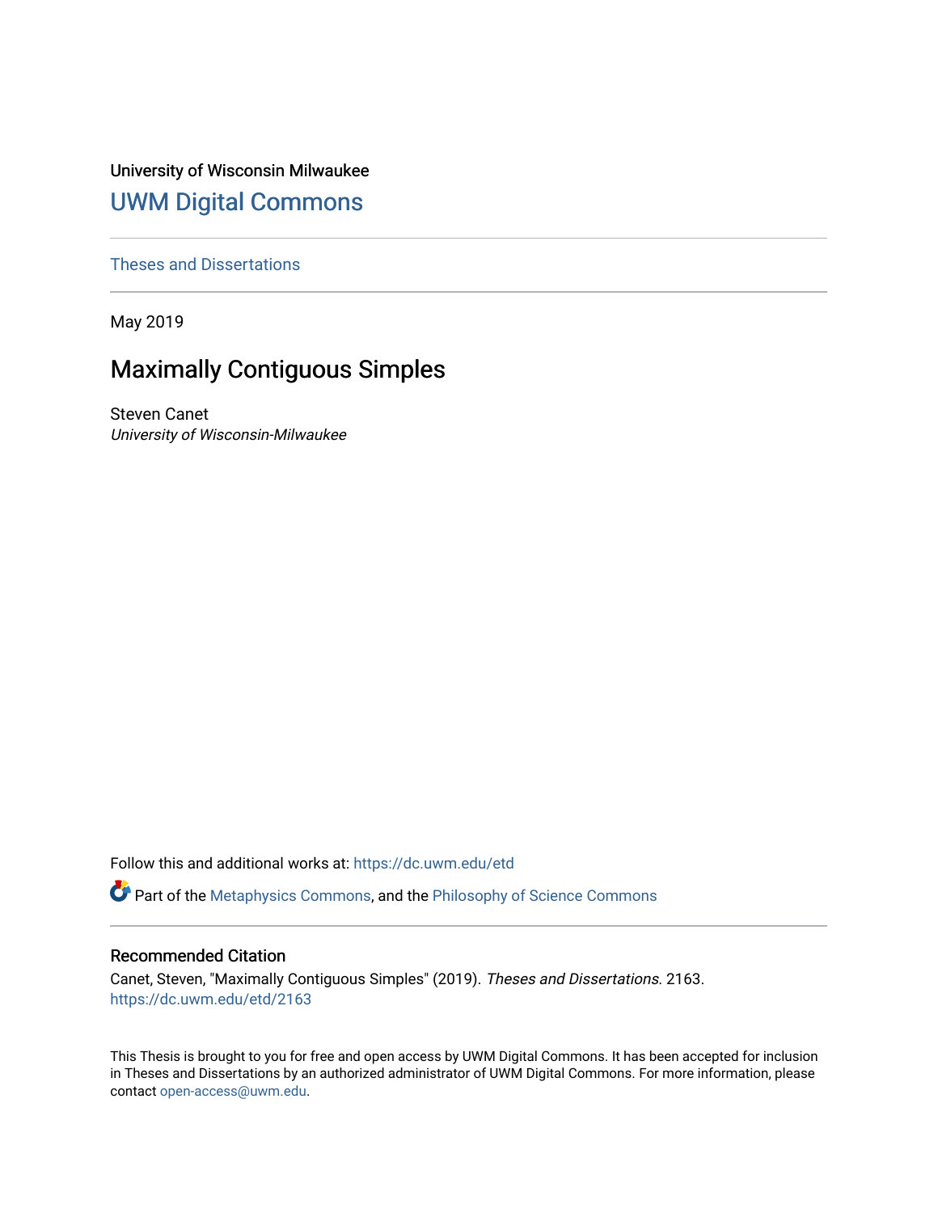University of Wisconsin Milwaukee

## UWM Digital Commons

Theses and Dissertations

May 2019

# Maximally Contiguous Simples

Steven Canet
*University of Wisconsin-Milwaukee*

Follow this and additional works at: https://dc.uwm.edu/etd

Part of the Metaphysics Commons, and the Philosophy of Science Commons

### Recommended Citation

Canet, Steven, "Maximally Contiguous Simples" (2019). *Theses and Dissertations*. 2163.
https://dc.uwm.edu/etd/2163

This Thesis is brought to you for free and open access by UWM Digital Commons. It has been accepted for inclusion in Theses and Dissertations by an authorized administrator of UWM Digital Commons. For more information, please contact open-access@uwm.edu.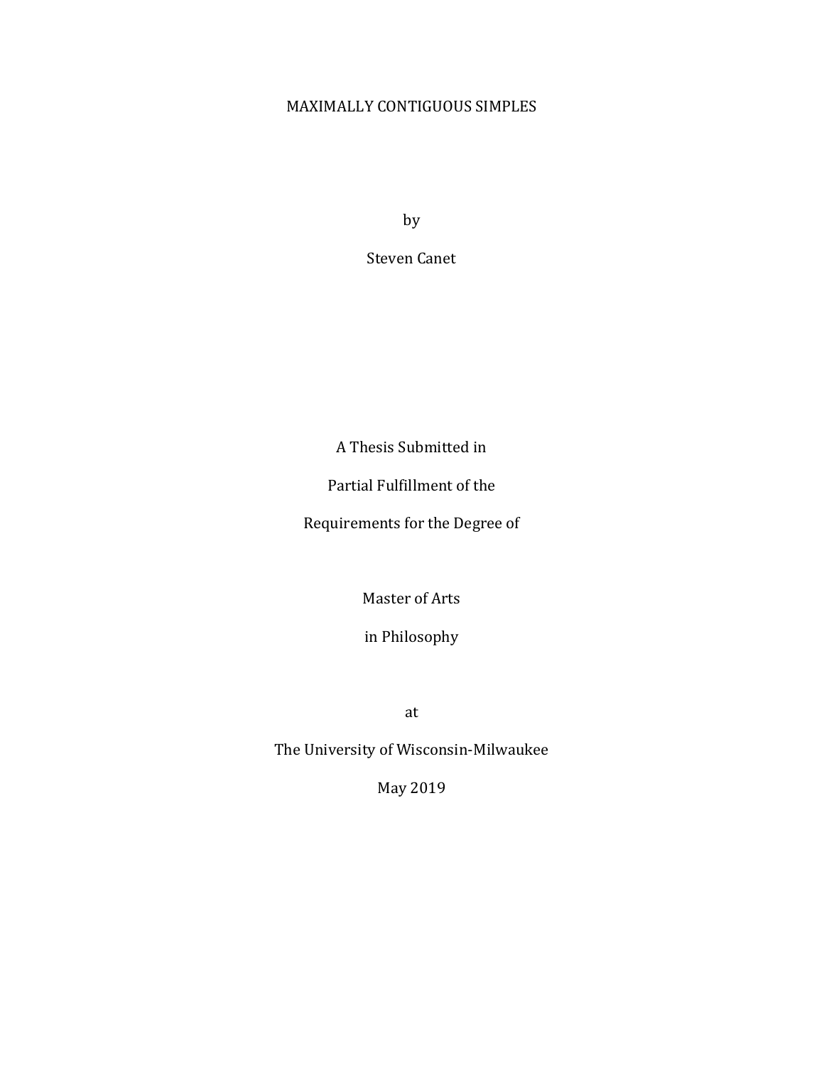# MAXIMALLY CONTIGUOUS SIMPLES

by

Steven Canet

A Thesis Submitted in

Partial Fulfillment of the

Requirements for the Degree of

Master of Arts

in Philosophy

at

The University of Wisconsin-Milwaukee

May 2019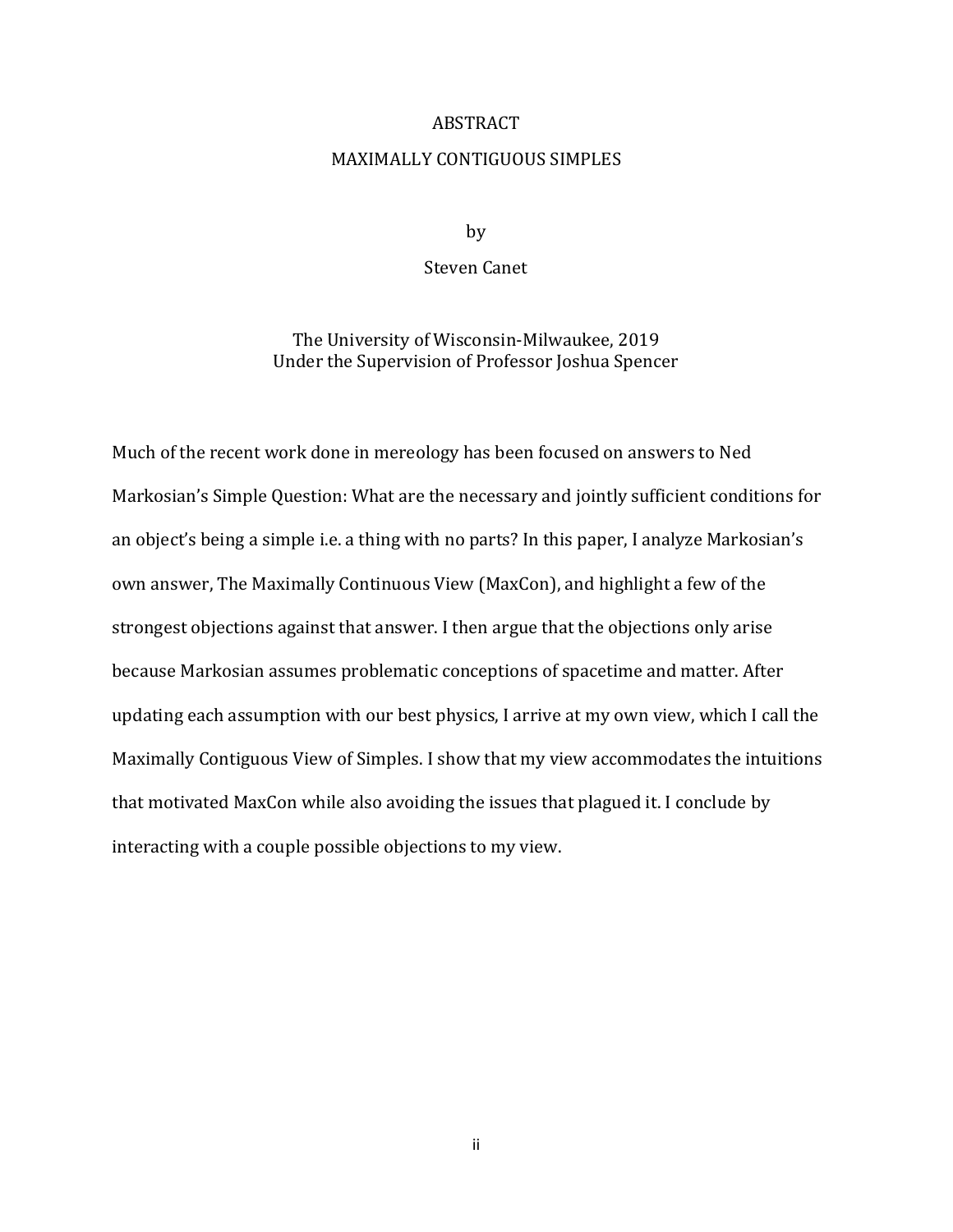# ABSTRACT

## MAXIMALLY CONTIGUOUS SIMPLES

by

Steven Canet

The University of Wisconsin-Milwaukee, 2019
Under the Supervision of Professor Joshua Spencer

Much of the recent work done in mereology has been focused on answers to Ned Markosian's Simple Question: What are the necessary and jointly sufficient conditions for an object's being a simple i.e. a thing with no parts? In this paper, I analyze Markosian's own answer, The Maximally Continuous View (MaxCon), and highlight a few of the strongest objections against that answer. I then argue that the objections only arise because Markosian assumes problematic conceptions of spacetime and matter. After updating each assumption with our best physics, I arrive at my own view, which I call the Maximally Contiguous View of Simples. I show that my view accommodates the intuitions that motivated MaxCon while also avoiding the issues that plagued it. I conclude by interacting with a couple possible objections to my view.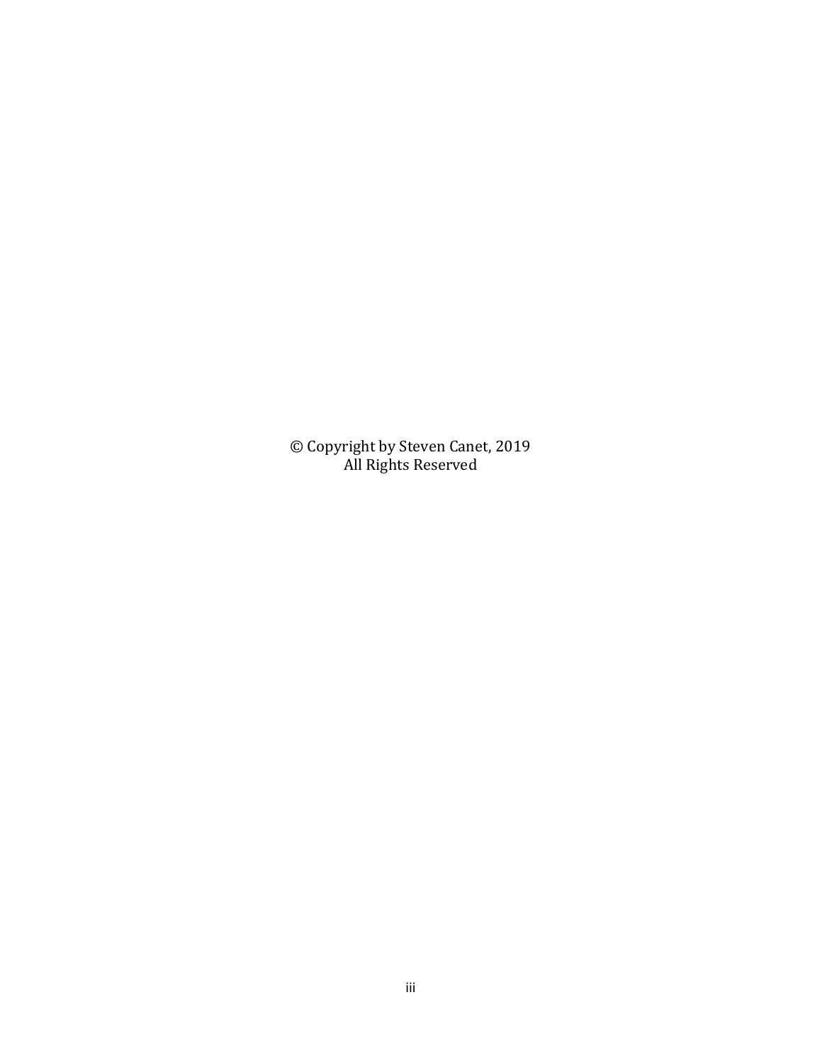© Copyright by Steven Canet, 2019
All Rights Reserved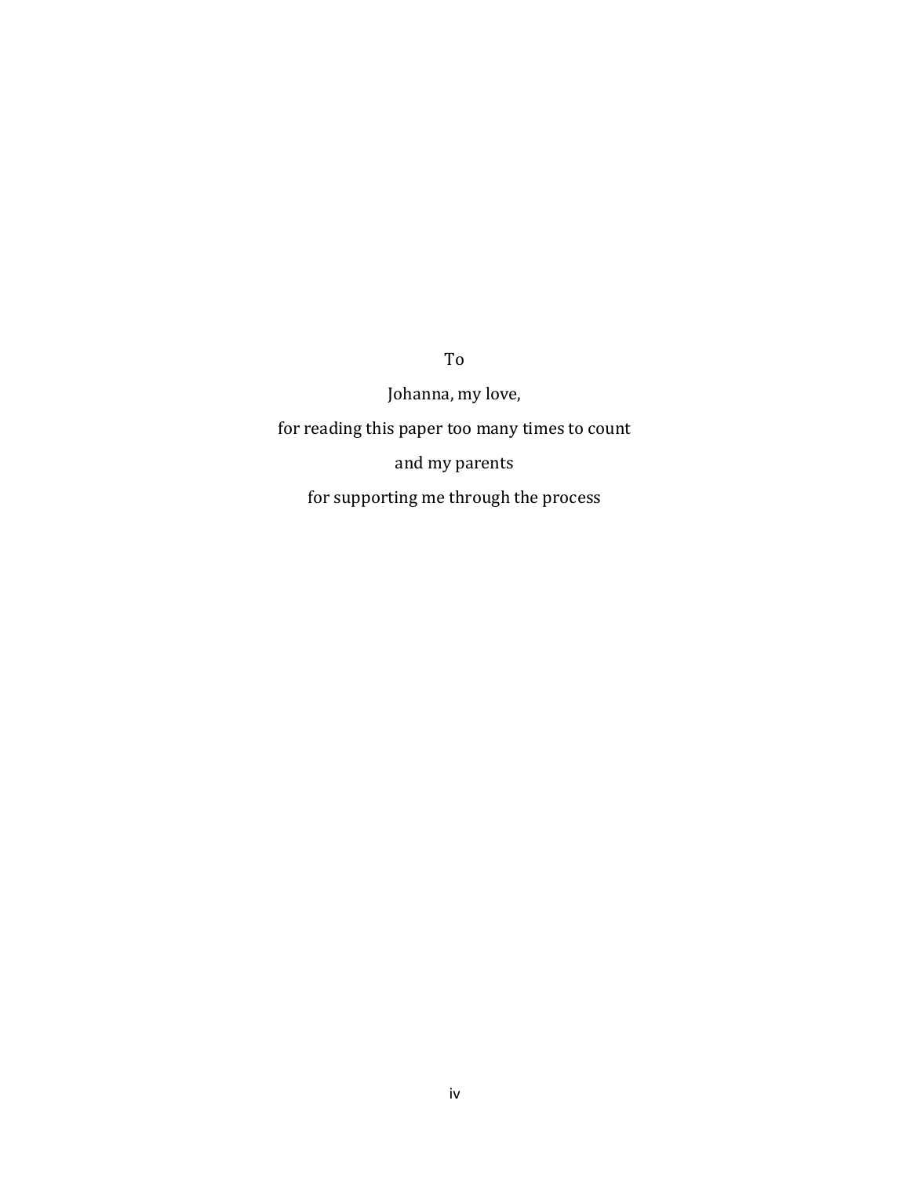To

Johanna, my love,

for reading this paper too many times to count

and my parents

for supporting me through the process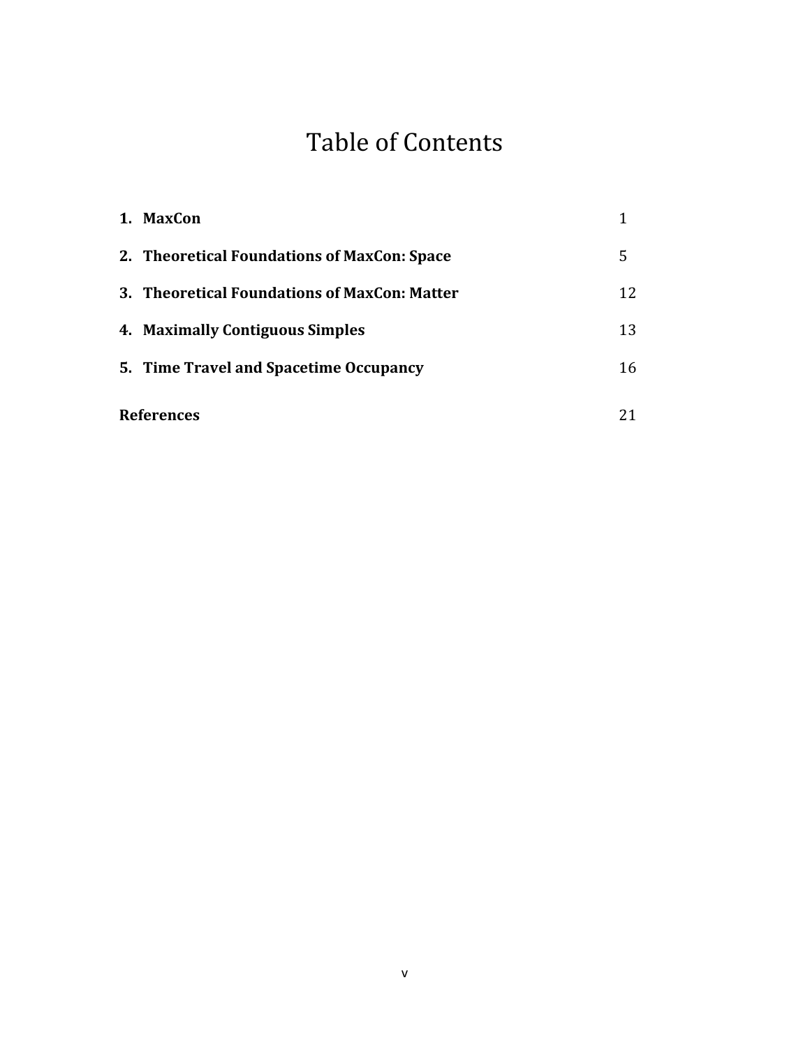# Table of Contents

| | |
|---|---|
| **1. MaxCon** | 1 |
| **2. Theoretical Foundations of MaxCon: Space** | 5 |
| **3. Theoretical Foundations of MaxCon: Matter** | 12 |
| **4. Maximally Contiguous Simples** | 13 |
| **5. Time Travel and Spacetime Occupancy** | 16 |
| **References** | 21 |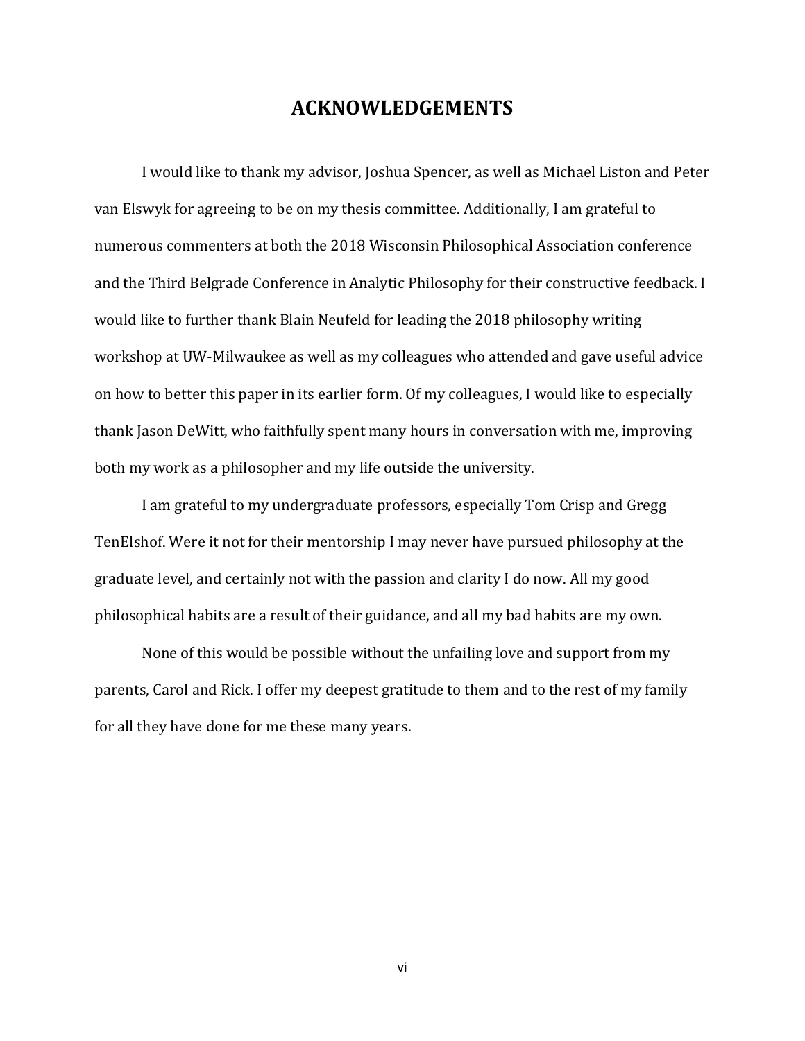# ACKNOWLEDGEMENTS

I would like to thank my advisor, Joshua Spencer, as well as Michael Liston and Peter van Elswyk for agreeing to be on my thesis committee. Additionally, I am grateful to numerous commenters at both the 2018 Wisconsin Philosophical Association conference and the Third Belgrade Conference in Analytic Philosophy for their constructive feedback. I would like to further thank Blain Neufeld for leading the 2018 philosophy writing workshop at UW-Milwaukee as well as my colleagues who attended and gave useful advice on how to better this paper in its earlier form. Of my colleagues, I would like to especially thank Jason DeWitt, who faithfully spent many hours in conversation with me, improving both my work as a philosopher and my life outside the university.

I am grateful to my undergraduate professors, especially Tom Crisp and Gregg TenElshof. Were it not for their mentorship I may never have pursued philosophy at the graduate level, and certainly not with the passion and clarity I do now. All my good philosophical habits are a result of their guidance, and all my bad habits are my own.

None of this would be possible without the unfailing love and support from my parents, Carol and Rick. I offer my deepest gratitude to them and to the rest of my family for all they have done for me these many years.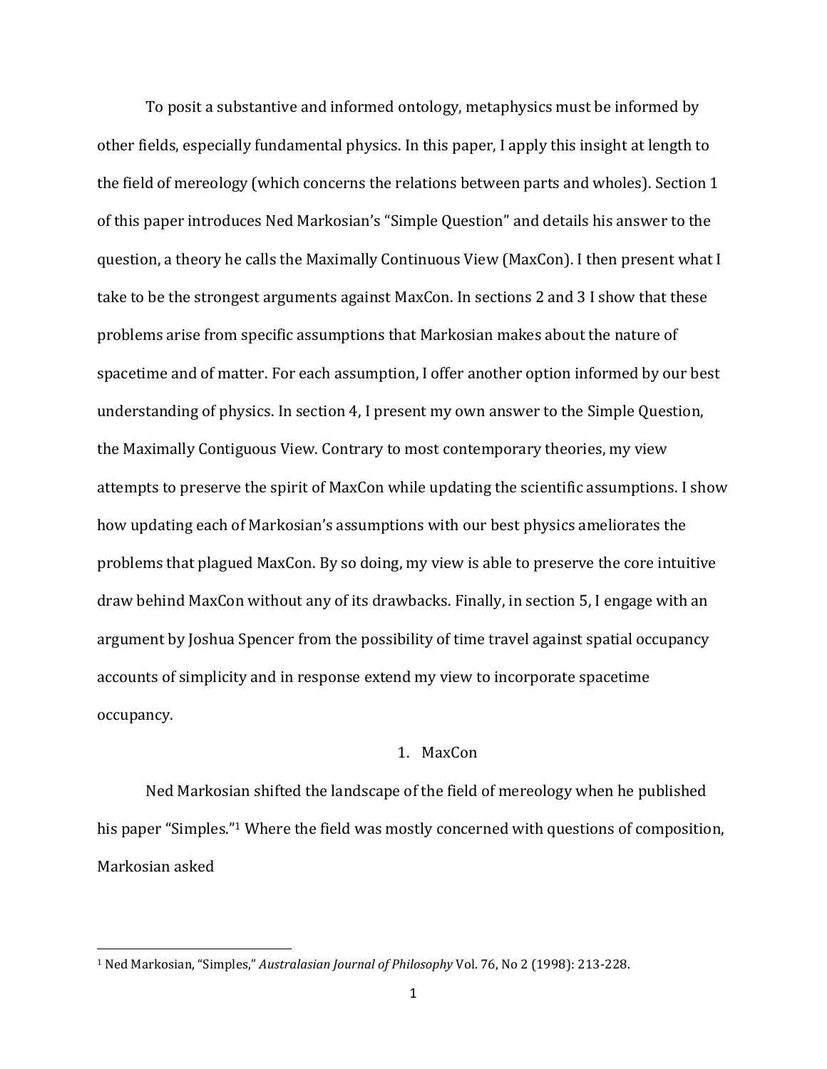To posit a substantive and informed ontology, metaphysics must be informed by other fields, especially fundamental physics. In this paper, I apply this insight at length to the field of mereology (which concerns the relations between parts and wholes). Section 1 of this paper introduces Ned Markosian's "Simple Question" and details his answer to the question, a theory he calls the Maximally Continuous View (MaxCon). I then present what I take to be the strongest arguments against MaxCon. In sections 2 and 3 I show that these problems arise from specific assumptions that Markosian makes about the nature of spacetime and of matter. For each assumption, I offer another option informed by our best understanding of physics. In section 4, I present my own answer to the Simple Question, the Maximally Contiguous View. Contrary to most contemporary theories, my view attempts to preserve the spirit of MaxCon while updating the scientific assumptions. I show how updating each of Markosian's assumptions with our best physics ameliorates the problems that plagued MaxCon. By so doing, my view is able to preserve the core intuitive draw behind MaxCon without any of its drawbacks. Finally, in section 5, I engage with an argument by Joshua Spencer from the possibility of time travel against spatial occupancy accounts of simplicity and in response extend my view to incorporate spacetime occupancy.

## 1. MaxCon

Ned Markosian shifted the landscape of the field of mereology when he published his paper "Simples."[1] Where the field was mostly concerned with questions of composition, Markosian asked

[1] Ned Markosian, "Simples," *Australasian Journal of Philosophy* Vol. 76, No 2 (1998): 213-228.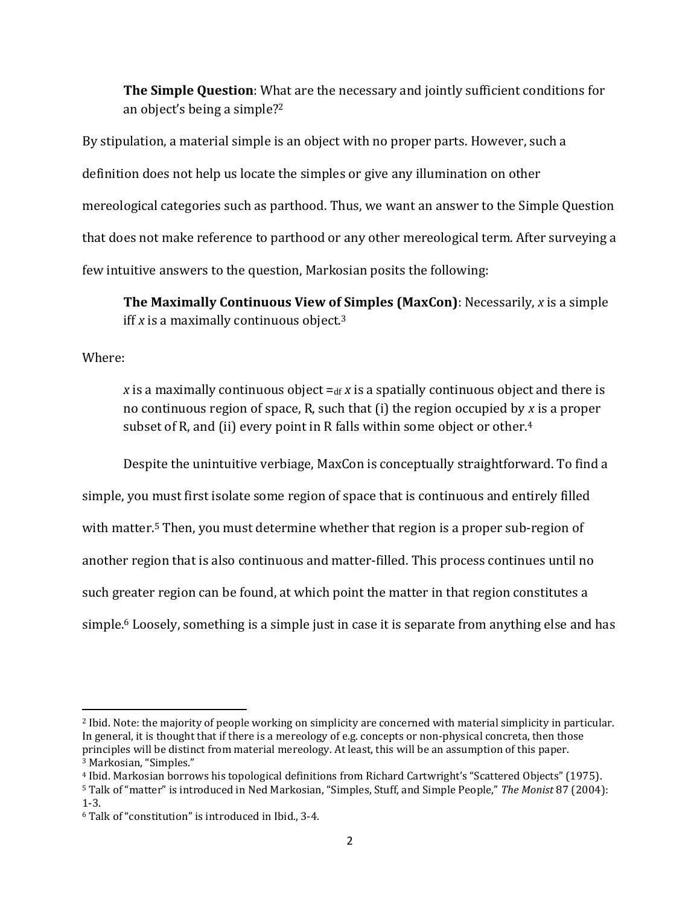> **The Simple Question**: What are the necessary and jointly sufficient conditions for an object's being a simple?[2]

By stipulation, a material simple is an object with no proper parts. However, such a definition does not help us locate the simples or give any illumination on other mereological categories such as parthood. Thus, we want an answer to the Simple Question that does not make reference to parthood or any other mereological term. After surveying a few intuitive answers to the question, Markosian posits the following:

> **The Maximally Continuous View of Simples (MaxCon)**: Necessarily, *x* is a simple iff *x* is a maximally continuous object.[3]

Where:

> *x* is a maximally continuous object $=_{df}$ *x* is a spatially continuous object and there is no continuous region of space, R, such that (i) the region occupied by *x* is a proper subset of R, and (ii) every point in R falls within some object or other.[4]

Despite the unintuitive verbiage, MaxCon is conceptually straightforward. To find a simple, you must first isolate some region of space that is continuous and entirely filled with matter.[5] Then, you must determine whether that region is a proper sub-region of another region that is also continuous and matter-filled. This process continues until no such greater region can be found, at which point the matter in that region constitutes a simple.[6] Loosely, something is a simple just in case it is separate from anything else and has

---

[2] Ibid. Note: the majority of people working on simplicity are concerned with material simplicity in particular. In general, it is thought that if there is a mereology of e.g. concepts or non-physical concreta, then those principles will be distinct from material mereology. At least, this will be an assumption of this paper.

[3] Markosian, "Simples."

[4] Ibid. Markosian borrows his topological definitions from Richard Cartwright's "Scattered Objects" (1975).

[5] Talk of "matter" is introduced in Ned Markosian, "Simples, Stuff, and Simple People," *The Monist* 87 (2004): 1-3.

[6] Talk of "constitution" is introduced in Ibid., 3-4.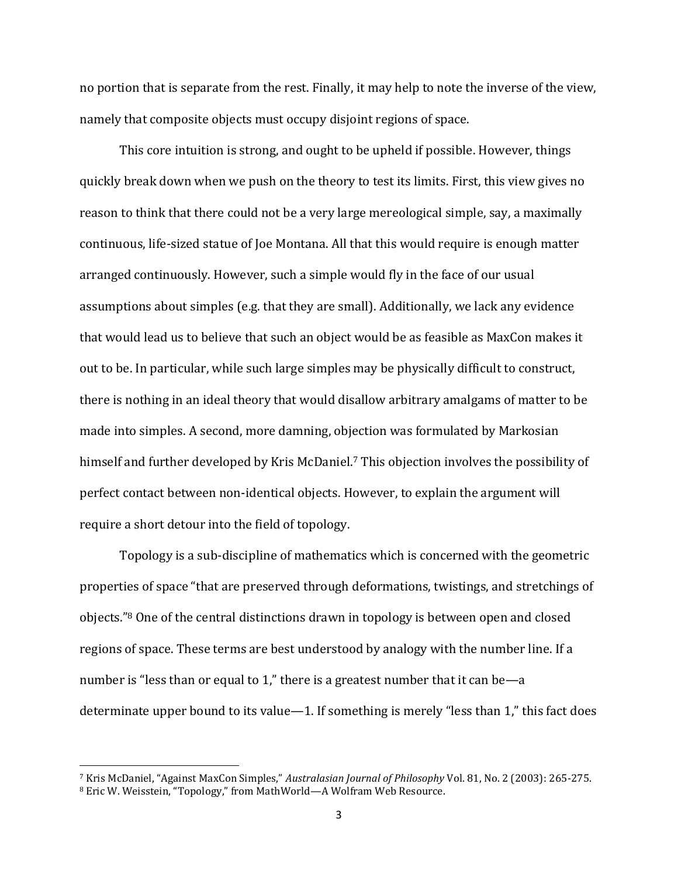no portion that is separate from the rest. Finally, it may help to note the inverse of the view, namely that composite objects must occupy disjoint regions of space.

This core intuition is strong, and ought to be upheld if possible. However, things quickly break down when we push on the theory to test its limits. First, this view gives no reason to think that there could not be a very large mereological simple, say, a maximally continuous, life-sized statue of Joe Montana. All that this would require is enough matter arranged continuously. However, such a simple would fly in the face of our usual assumptions about simples (e.g. that they are small). Additionally, we lack any evidence that would lead us to believe that such an object would be as feasible as MaxCon makes it out to be. In particular, while such large simples may be physically difficult to construct, there is nothing in an ideal theory that would disallow arbitrary amalgams of matter to be made into simples. A second, more damning, objection was formulated by Markosian himself and further developed by Kris McDaniel.[7] This objection involves the possibility of perfect contact between non-identical objects. However, to explain the argument will require a short detour into the field of topology.

Topology is a sub-discipline of mathematics which is concerned with the geometric properties of space "that are preserved through deformations, twistings, and stretchings of objects."[8] One of the central distinctions drawn in topology is between open and closed regions of space. These terms are best understood by analogy with the number line. If a number is "less than or equal to 1," there is a greatest number that it can be—a determinate upper bound to its value—1. If something is merely "less than 1," this fact does

[7] Kris McDaniel, "Against MaxCon Simples," *Australasian Journal of Philosophy* Vol. 81, No. 2 (2003): 265-275.

[8] Eric W. Weisstein, "Topology," from MathWorld—A Wolfram Web Resource.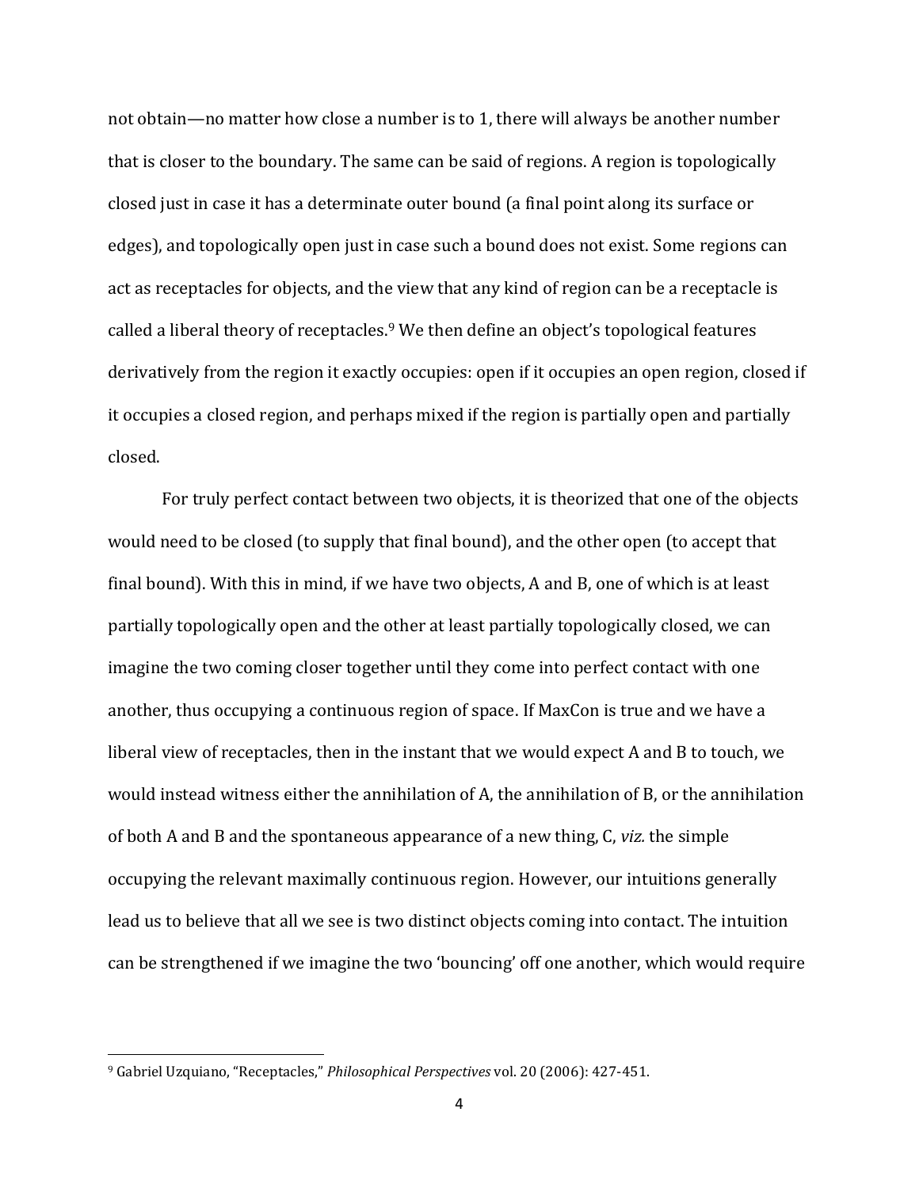not obtain—no matter how close a number is to 1, there will always be another number that is closer to the boundary. The same can be said of regions. A region is topologically closed just in case it has a determinate outer bound (a final point along its surface or edges), and topologically open just in case such a bound does not exist. Some regions can act as receptacles for objects, and the view that any kind of region can be a receptacle is called a liberal theory of receptacles.[9] We then define an object's topological features derivatively from the region it exactly occupies: open if it occupies an open region, closed if it occupies a closed region, and perhaps mixed if the region is partially open and partially closed.

For truly perfect contact between two objects, it is theorized that one of the objects would need to be closed (to supply that final bound), and the other open (to accept that final bound). With this in mind, if we have two objects, A and B, one of which is at least partially topologically open and the other at least partially topologically closed, we can imagine the two coming closer together until they come into perfect contact with one another, thus occupying a continuous region of space. If MaxCon is true and we have a liberal view of receptacles, then in the instant that we would expect A and B to touch, we would instead witness either the annihilation of A, the annihilation of B, or the annihilation of both A and B and the spontaneous appearance of a new thing, C, *viz.* the simple occupying the relevant maximally continuous region. However, our intuitions generally lead us to believe that all we see is two distinct objects coming into contact. The intuition can be strengthened if we imagine the two 'bouncing' off one another, which would require

[9] Gabriel Uzquiano, "Receptacles," *Philosophical Perspectives* vol. 20 (2006): 427-451.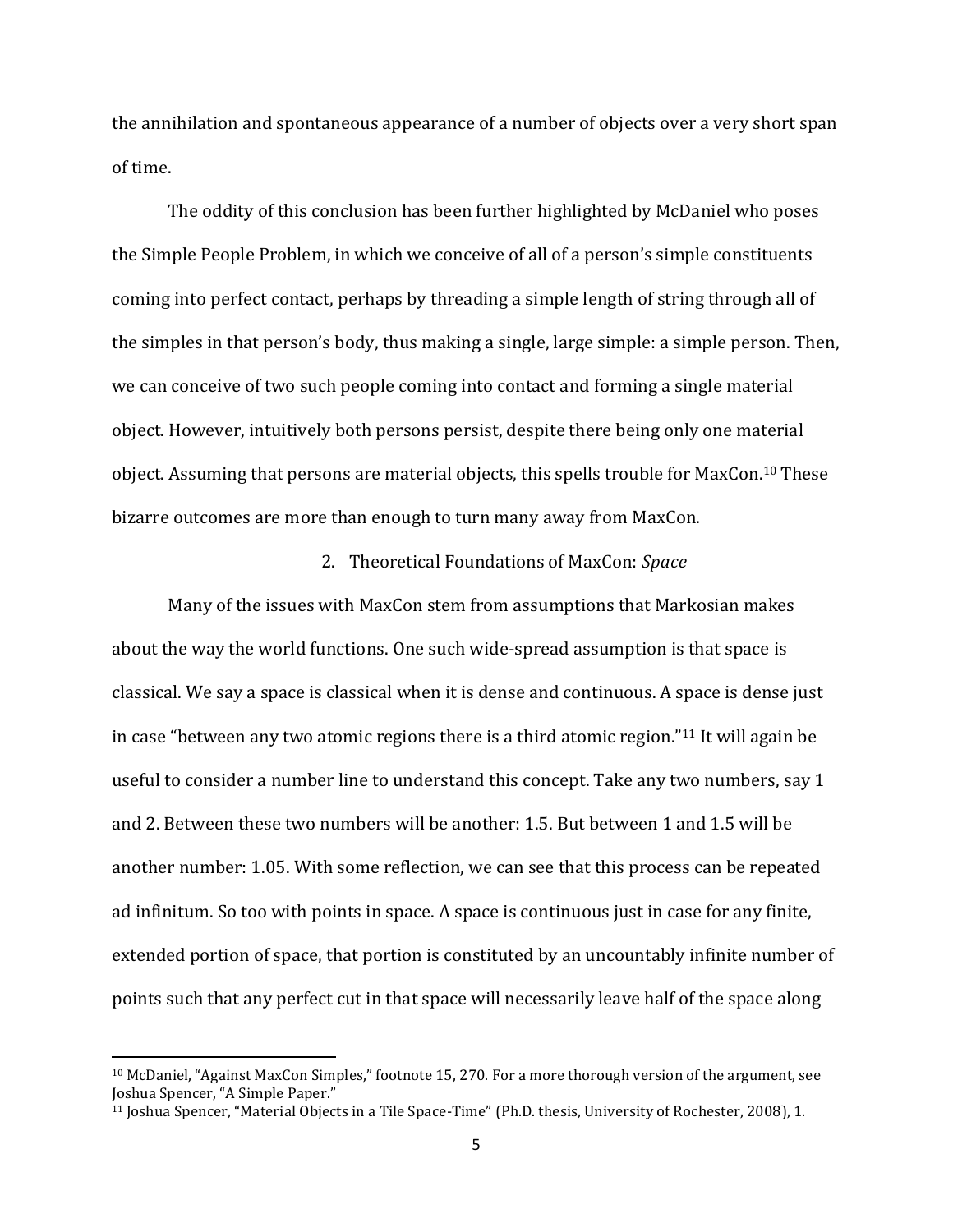the annihilation and spontaneous appearance of a number of objects over a very short span of time.

The oddity of this conclusion has been further highlighted by McDaniel who poses the Simple People Problem, in which we conceive of all of a person's simple constituents coming into perfect contact, perhaps by threading a simple length of string through all of the simples in that person's body, thus making a single, large simple: a simple person. Then, we can conceive of two such people coming into contact and forming a single material object. However, intuitively both persons persist, despite there being only one material object. Assuming that persons are material objects, this spells trouble for MaxCon.[10] These bizarre outcomes are more than enough to turn many away from MaxCon.

## 2. Theoretical Foundations of MaxCon: *Space*

Many of the issues with MaxCon stem from assumptions that Markosian makes about the way the world functions. One such wide-spread assumption is that space is classical. We say a space is classical when it is dense and continuous. A space is dense just in case "between any two atomic regions there is a third atomic region."[11] It will again be useful to consider a number line to understand this concept. Take any two numbers, say 1 and 2. Between these two numbers will be another: 1.5. But between 1 and 1.5 will be another number: 1.05. With some reflection, we can see that this process can be repeated ad infinitum. So too with points in space. A space is continuous just in case for any finite, extended portion of space, that portion is constituted by an uncountably infinite number of points such that any perfect cut in that space will necessarily leave half of the space along

---

[10] McDaniel, "Against MaxCon Simples," footnote 15, 270. For a more thorough version of the argument, see Joshua Spencer, "A Simple Paper."

[11] Joshua Spencer, "Material Objects in a Tile Space-Time" (Ph.D. thesis, University of Rochester, 2008), 1.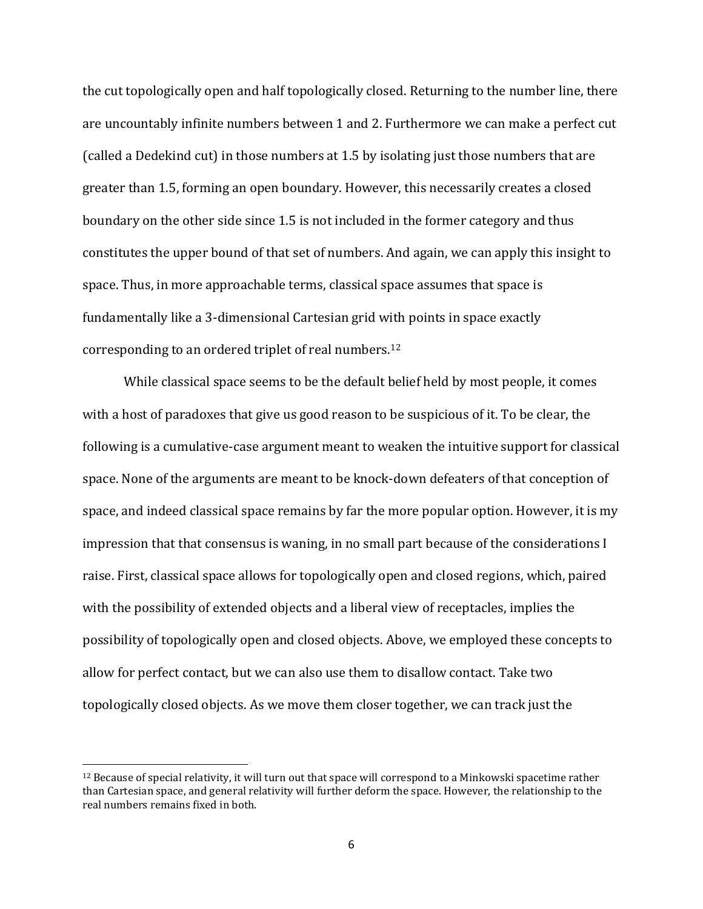the cut topologically open and half topologically closed. Returning to the number line, there are uncountably infinite numbers between 1 and 2. Furthermore we can make a perfect cut (called a Dedekind cut) in those numbers at 1.5 by isolating just those numbers that are greater than 1.5, forming an open boundary. However, this necessarily creates a closed boundary on the other side since 1.5 is not included in the former category and thus constitutes the upper bound of that set of numbers. And again, we can apply this insight to space. Thus, in more approachable terms, classical space assumes that space is fundamentally like a 3-dimensional Cartesian grid with points in space exactly corresponding to an ordered triplet of real numbers.[12]

While classical space seems to be the default belief held by most people, it comes with a host of paradoxes that give us good reason to be suspicious of it. To be clear, the following is a cumulative-case argument meant to weaken the intuitive support for classical space. None of the arguments are meant to be knock-down defeaters of that conception of space, and indeed classical space remains by far the more popular option. However, it is my impression that that consensus is waning, in no small part because of the considerations I raise. First, classical space allows for topologically open and closed regions, which, paired with the possibility of extended objects and a liberal view of receptacles, implies the possibility of topologically open and closed objects. Above, we employed these concepts to allow for perfect contact, but we can also use them to disallow contact. Take two topologically closed objects. As we move them closer together, we can track just the

[12] Because of special relativity, it will turn out that space will correspond to a Minkowski spacetime rather than Cartesian space, and general relativity will further deform the space. However, the relationship to the real numbers remains fixed in both.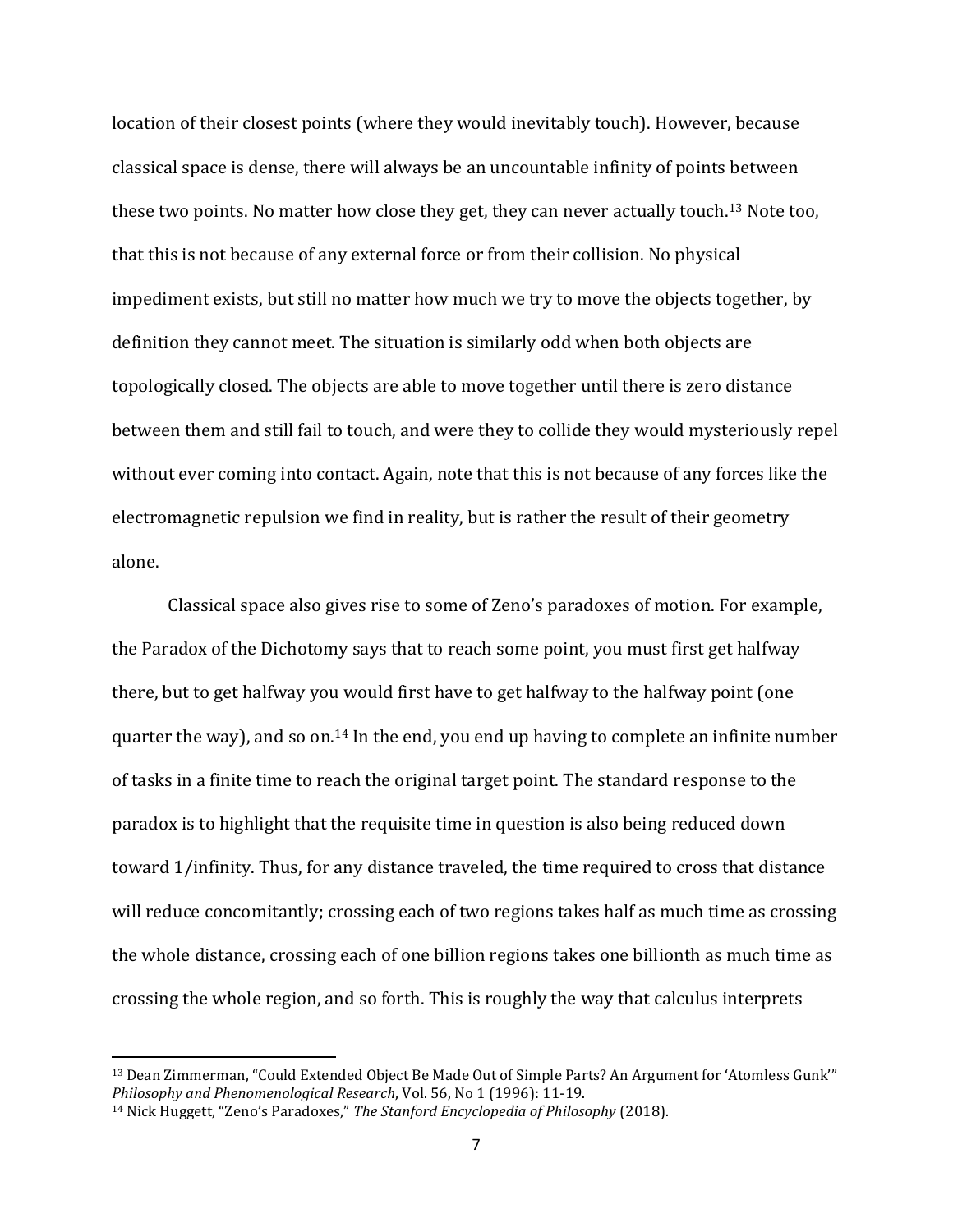location of their closest points (where they would inevitably touch). However, because classical space is dense, there will always be an uncountable infinity of points between these two points. No matter how close they get, they can never actually touch.[13] Note too, that this is not because of any external force or from their collision. No physical impediment exists, but still no matter how much we try to move the objects together, by definition they cannot meet. The situation is similarly odd when both objects are topologically closed. The objects are able to move together until there is zero distance between them and still fail to touch, and were they to collide they would mysteriously repel without ever coming into contact. Again, note that this is not because of any forces like the electromagnetic repulsion we find in reality, but is rather the result of their geometry alone.

Classical space also gives rise to some of Zeno's paradoxes of motion. For example, the Paradox of the Dichotomy says that to reach some point, you must first get halfway there, but to get halfway you would first have to get halfway to the halfway point (one quarter the way), and so on.[14] In the end, you end up having to complete an infinite number of tasks in a finite time to reach the original target point. The standard response to the paradox is to highlight that the requisite time in question is also being reduced down toward 1/infinity. Thus, for any distance traveled, the time required to cross that distance will reduce concomitantly; crossing each of two regions takes half as much time as crossing the whole distance, crossing each of one billion regions takes one billionth as much time as crossing the whole region, and so forth. This is roughly the way that calculus interprets

---

[13] Dean Zimmerman, "Could Extended Object Be Made Out of Simple Parts? An Argument for 'Atomless Gunk'" *Philosophy and Phenomenological Research*, Vol. 56, No 1 (1996): 11-19.

[14] Nick Huggett, "Zeno's Paradoxes," *The Stanford Encyclopedia of Philosophy* (2018).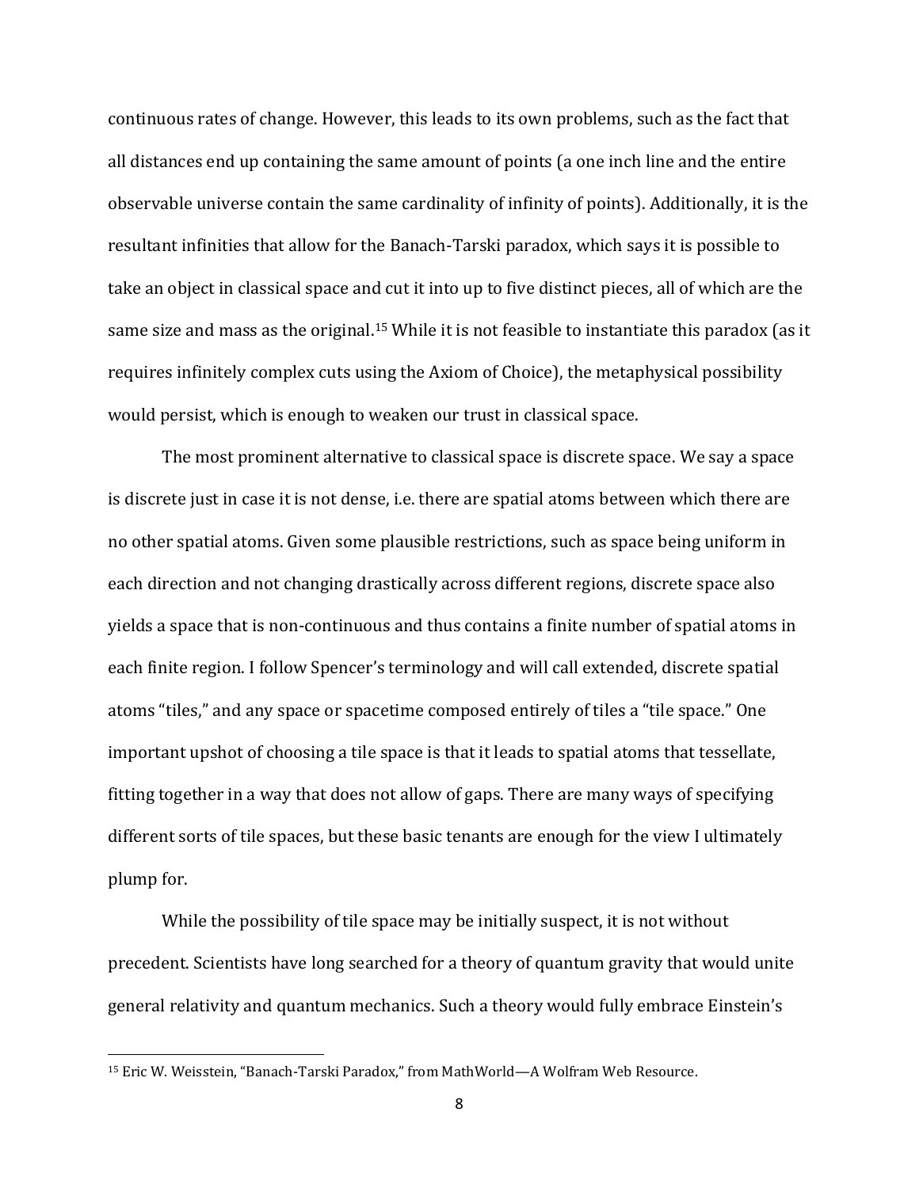continuous rates of change. However, this leads to its own problems, such as the fact that all distances end up containing the same amount of points (a one inch line and the entire observable universe contain the same cardinality of infinity of points). Additionally, it is the resultant infinities that allow for the Banach-Tarski paradox, which says it is possible to take an object in classical space and cut it into up to five distinct pieces, all of which are the same size and mass as the original.[15] While it is not feasible to instantiate this paradox (as it requires infinitely complex cuts using the Axiom of Choice), the metaphysical possibility would persist, which is enough to weaken our trust in classical space.

The most prominent alternative to classical space is discrete space. We say a space is discrete just in case it is not dense, i.e. there are spatial atoms between which there are no other spatial atoms. Given some plausible restrictions, such as space being uniform in each direction and not changing drastically across different regions, discrete space also yields a space that is non-continuous and thus contains a finite number of spatial atoms in each finite region. I follow Spencer's terminology and will call extended, discrete spatial atoms "tiles," and any space or spacetime composed entirely of tiles a "tile space." One important upshot of choosing a tile space is that it leads to spatial atoms that tessellate, fitting together in a way that does not allow of gaps. There are many ways of specifying different sorts of tile spaces, but these basic tenants are enough for the view I ultimately plump for.

While the possibility of tile space may be initially suspect, it is not without precedent. Scientists have long searched for a theory of quantum gravity that would unite general relativity and quantum mechanics. Such a theory would fully embrace Einstein's

[15] Eric W. Weisstein, "Banach-Tarski Paradox," from MathWorld—A Wolfram Web Resource.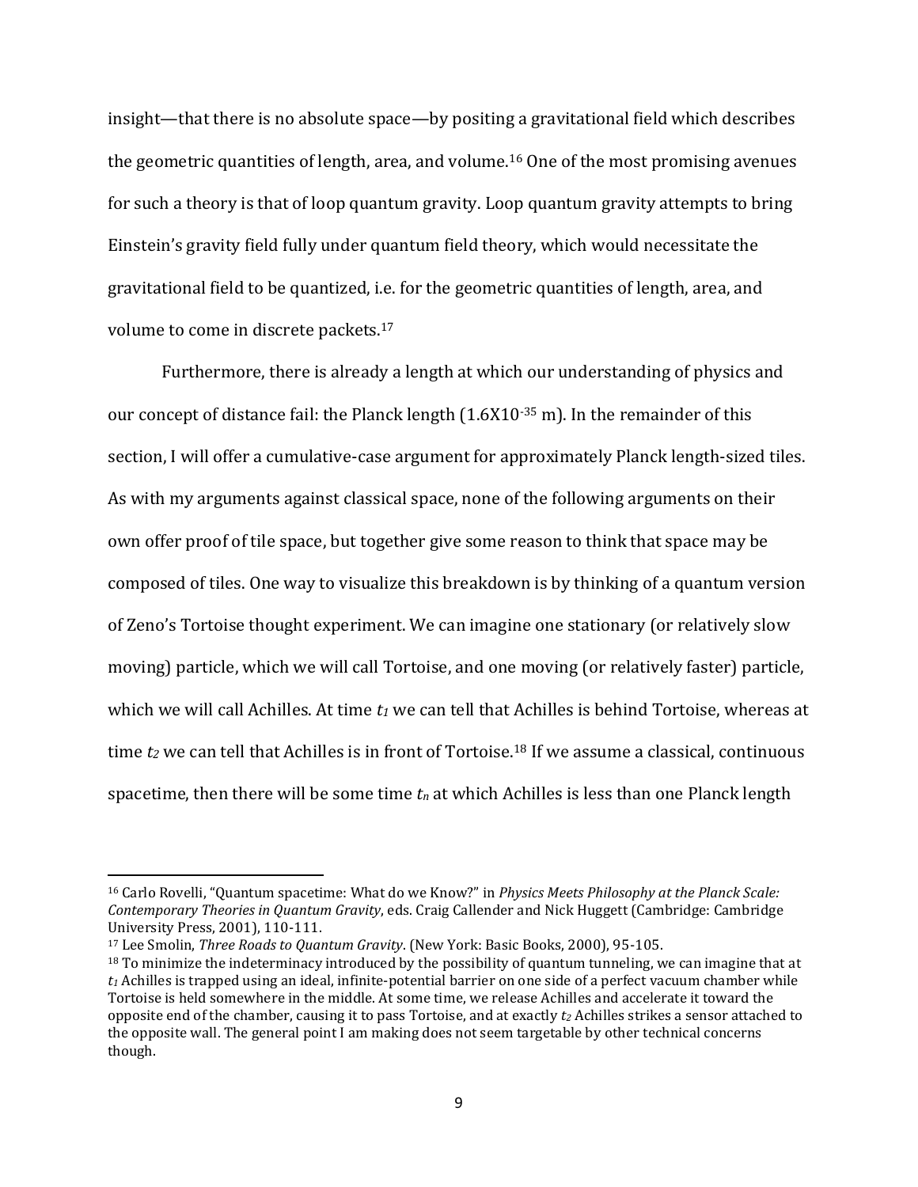insight—that there is no absolute space—by positing a gravitational field which describes the geometric quantities of length, area, and volume.[16] One of the most promising avenues for such a theory is that of loop quantum gravity. Loop quantum gravity attempts to bring Einstein's gravity field fully under quantum field theory, which would necessitate the gravitational field to be quantized, i.e. for the geometric quantities of length, area, and volume to come in discrete packets.[17]

Furthermore, there is already a length at which our understanding of physics and our concept of distance fail: the Planck length ($1.6X10^{-35}$ m). In the remainder of this section, I will offer a cumulative-case argument for approximately Planck length-sized tiles. As with my arguments against classical space, none of the following arguments on their own offer proof of tile space, but together give some reason to think that space may be composed of tiles. One way to visualize this breakdown is by thinking of a quantum version of Zeno's Tortoise thought experiment. We can imagine one stationary (or relatively slow moving) particle, which we will call Tortoise, and one moving (or relatively faster) particle, which we will call Achilles. At time $t_1$ we can tell that Achilles is behind Tortoise, whereas at time $t_2$ we can tell that Achilles is in front of Tortoise.[18] If we assume a classical, continuous spacetime, then there will be some time $t_n$ at which Achilles is less than one Planck length

---

[16] Carlo Rovelli, "Quantum spacetime: What do we Know?" in *Physics Meets Philosophy at the Planck Scale: Contemporary Theories in Quantum Gravity*, eds. Craig Callender and Nick Huggett (Cambridge: Cambridge University Press, 2001), 110-111.

[17] Lee Smolin, *Three Roads to Quantum Gravity*. (New York: Basic Books, 2000), 95-105.

[18] To minimize the indeterminacy introduced by the possibility of quantum tunneling, we can imagine that at $t_1$ Achilles is trapped using an ideal, infinite-potential barrier on one side of a perfect vacuum chamber while Tortoise is held somewhere in the middle. At some time, we release Achilles and accelerate it toward the opposite end of the chamber, causing it to pass Tortoise, and at exactly $t_2$ Achilles strikes a sensor attached to the opposite wall. The general point I am making does not seem targetable by other technical concerns though.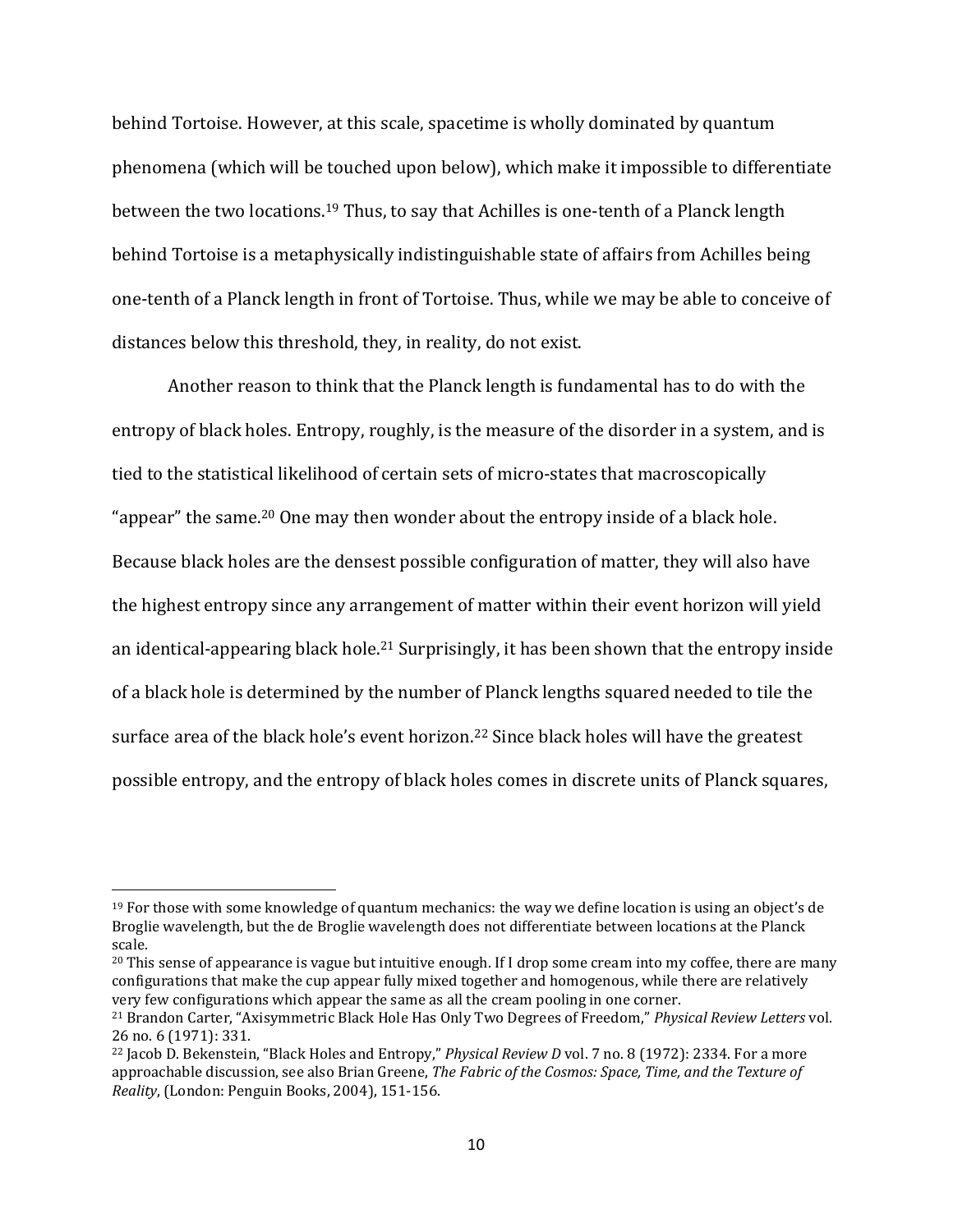behind Tortoise. However, at this scale, spacetime is wholly dominated by quantum phenomena (which will be touched upon below), which make it impossible to differentiate between the two locations.[19] Thus, to say that Achilles is one-tenth of a Planck length behind Tortoise is a metaphysically indistinguishable state of affairs from Achilles being one-tenth of a Planck length in front of Tortoise. Thus, while we may be able to conceive of distances below this threshold, they, in reality, do not exist.

Another reason to think that the Planck length is fundamental has to do with the entropy of black holes. Entropy, roughly, is the measure of the disorder in a system, and is tied to the statistical likelihood of certain sets of micro-states that macroscopically "appear" the same.[20] One may then wonder about the entropy inside of a black hole. Because black holes are the densest possible configuration of matter, they will also have the highest entropy since any arrangement of matter within their event horizon will yield an identical-appearing black hole.[21] Surprisingly, it has been shown that the entropy inside of a black hole is determined by the number of Planck lengths squared needed to tile the surface area of the black hole's event horizon.[22] Since black holes will have the greatest possible entropy, and the entropy of black holes comes in discrete units of Planck squares,

---

[19] For those with some knowledge of quantum mechanics: the way we define location is using an object's de Broglie wavelength, but the de Broglie wavelength does not differentiate between locations at the Planck scale.

[20] This sense of appearance is vague but intuitive enough. If I drop some cream into my coffee, there are many configurations that make the cup appear fully mixed together and homogenous, while there are relatively very few configurations which appear the same as all the cream pooling in one corner.

[21] Brandon Carter, "Axisymmetric Black Hole Has Only Two Degrees of Freedom," *Physical Review Letters* vol. 26 no. 6 (1971): 331.

[22] Jacob D. Bekenstein, "Black Holes and Entropy," *Physical Review D* vol. 7 no. 8 (1972): 2334. For a more approachable discussion, see also Brian Greene, *The Fabric of the Cosmos: Space, Time, and the Texture of Reality*, (London: Penguin Books, 2004), 151-156.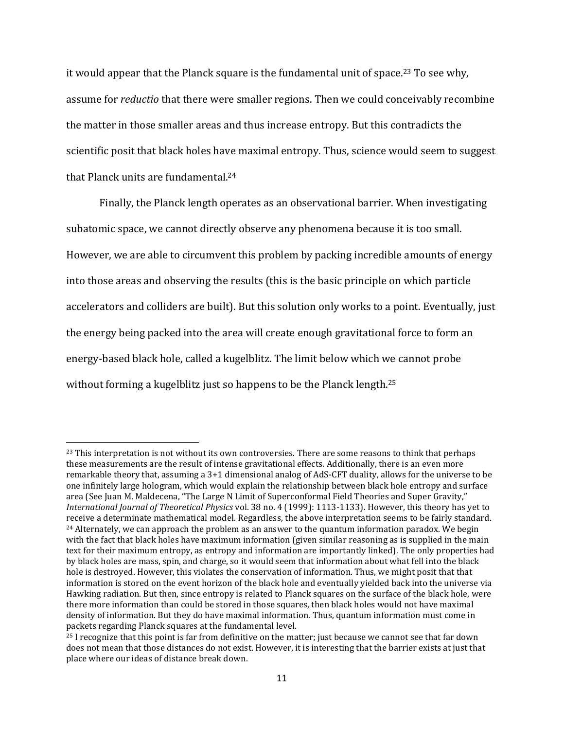it would appear that the Planck square is the fundamental unit of space.[23] To see why, assume for *reductio* that there were smaller regions. Then we could conceivably recombine the matter in those smaller areas and thus increase entropy. But this contradicts the scientific posit that black holes have maximal entropy. Thus, science would seem to suggest that Planck units are fundamental.[24]

Finally, the Planck length operates as an observational barrier. When investigating subatomic space, we cannot directly observe any phenomena because it is too small. However, we are able to circumvent this problem by packing incredible amounts of energy into those areas and observing the results (this is the basic principle on which particle accelerators and colliders are built). But this solution only works to a point. Eventually, just the energy being packed into the area will create enough gravitational force to form an energy-based black hole, called a kugelblitz. The limit below which we cannot probe without forming a kugelblitz just so happens to be the Planck length.[25]

---

[23] This interpretation is not without its own controversies. There are some reasons to think that perhaps these measurements are the result of intense gravitational effects. Additionally, there is an even more remarkable theory that, assuming a 3+1 dimensional analog of AdS-CFT duality, allows for the universe to be one infinitely large hologram, which would explain the relationship between black hole entropy and surface area (See Juan M. Maldecena, "The Large N Limit of Superconformal Field Theories and Super Gravity," *International Journal of Theoretical Physics* vol. 38 no. 4 (1999): 1113-1133). However, this theory has yet to receive a determinate mathematical model. Regardless, the above interpretation seems to be fairly standard.

[24] Alternately, we can approach the problem as an answer to the quantum information paradox. We begin with the fact that black holes have maximum information (given similar reasoning as is supplied in the main text for their maximum entropy, as entropy and information are importantly linked). The only properties had by black holes are mass, spin, and charge, so it would seem that information about what fell into the black hole is destroyed. However, this violates the conservation of information. Thus, we might posit that that information is stored on the event horizon of the black hole and eventually yielded back into the universe via Hawking radiation. But then, since entropy is related to Planck squares on the surface of the black hole, were there more information than could be stored in those squares, then black holes would not have maximal density of information. But they do have maximal information. Thus, quantum information must come in packets regarding Planck squares at the fundamental level.

[25] I recognize that this point is far from definitive on the matter; just because we cannot see that far down does not mean that those distances do not exist. However, it is interesting that the barrier exists at just that place where our ideas of distance break down.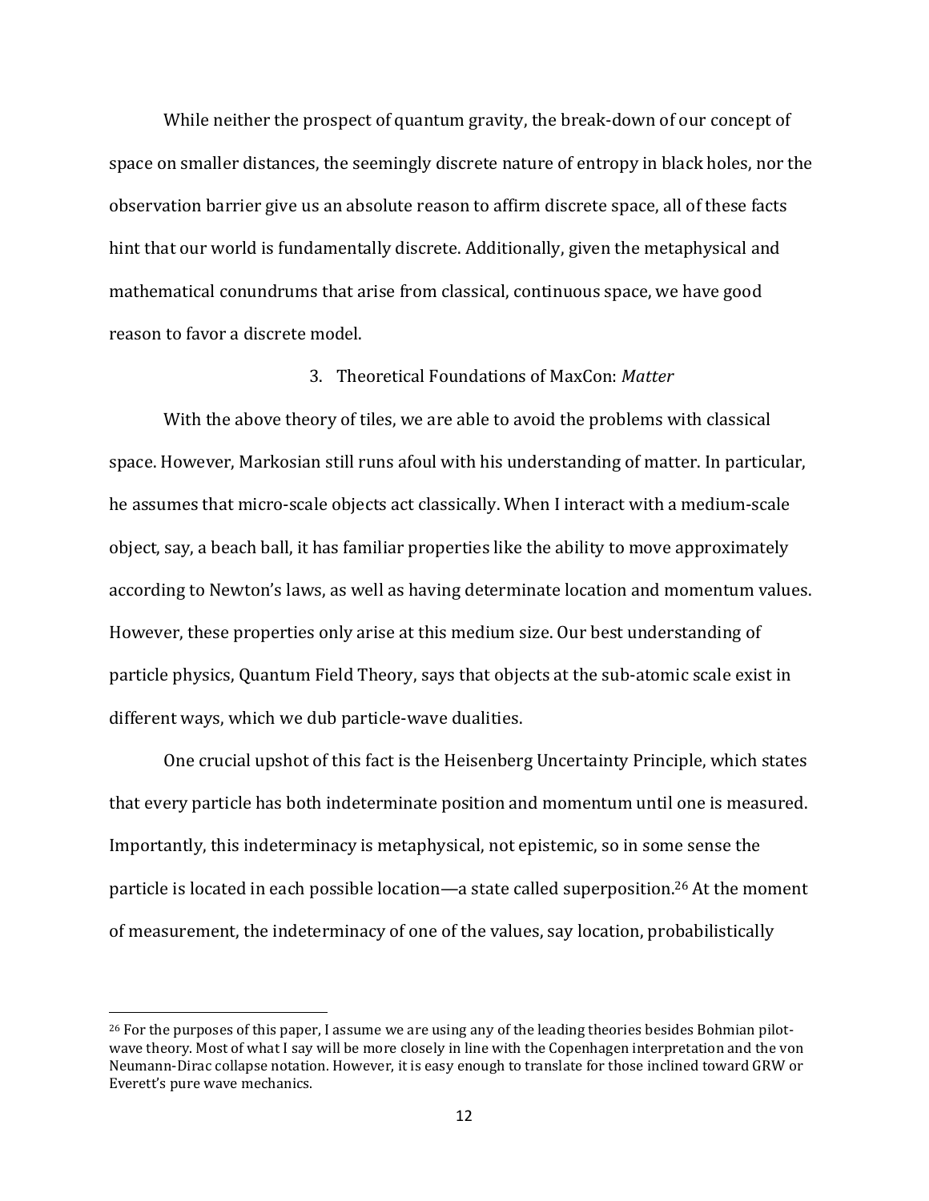While neither the prospect of quantum gravity, the break-down of our concept of space on smaller distances, the seemingly discrete nature of entropy in black holes, nor the observation barrier give us an absolute reason to affirm discrete space, all of these facts hint that our world is fundamentally discrete. Additionally, given the metaphysical and mathematical conundrums that arise from classical, continuous space, we have good reason to favor a discrete model.

## 3. Theoretical Foundations of MaxCon: *Matter*

With the above theory of tiles, we are able to avoid the problems with classical space. However, Markosian still runs afoul with his understanding of matter. In particular, he assumes that micro-scale objects act classically. When I interact with a medium-scale object, say, a beach ball, it has familiar properties like the ability to move approximately according to Newton's laws, as well as having determinate location and momentum values. However, these properties only arise at this medium size. Our best understanding of particle physics, Quantum Field Theory, says that objects at the sub-atomic scale exist in different ways, which we dub particle-wave dualities.

One crucial upshot of this fact is the Heisenberg Uncertainty Principle, which states that every particle has both indeterminate position and momentum until one is measured. Importantly, this indeterminacy is metaphysical, not epistemic, so in some sense the particle is located in each possible location—a state called superposition.[26] At the moment of measurement, the indeterminacy of one of the values, say location, probabilistically

[26] For the purposes of this paper, I assume we are using any of the leading theories besides Bohmian pilot-wave theory. Most of what I say will be more closely in line with the Copenhagen interpretation and the von Neumann-Dirac collapse notation. However, it is easy enough to translate for those inclined toward GRW or Everett's pure wave mechanics.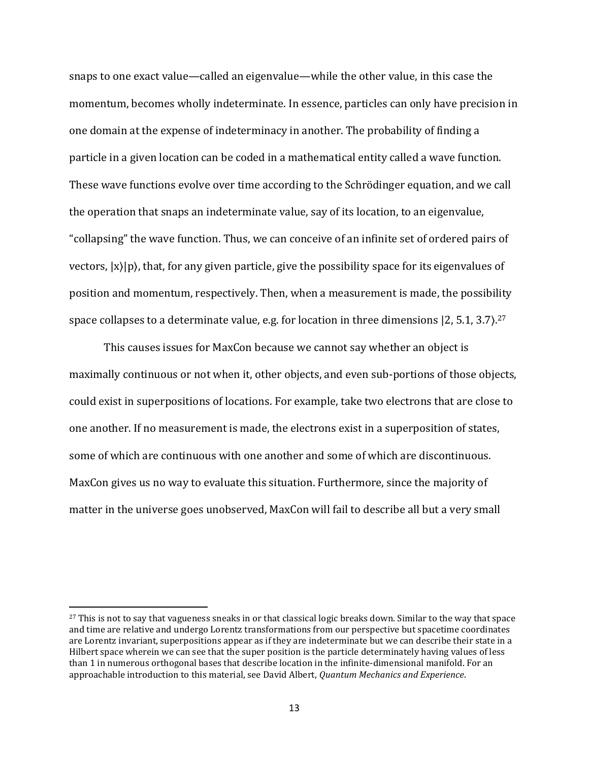snaps to one exact value—called an eigenvalue—while the other value, in this case the momentum, becomes wholly indeterminate. In essence, particles can only have precision in one domain at the expense of indeterminacy in another. The probability of finding a particle in a given location can be coded in a mathematical entity called a wave function. These wave functions evolve over time according to the Schrödinger equation, and we call the operation that snaps an indeterminate value, say of its location, to an eigenvalue, "collapsing" the wave function. Thus, we can conceive of an infinite set of ordered pairs of vectors, $|x\rangle|p\rangle$, that, for any given particle, give the possibility space for its eigenvalues of position and momentum, respectively. Then, when a measurement is made, the possibility space collapses to a determinate value, e.g. for location in three dimensions $|2, 5.1, 3.7\rangle$.[27]

This causes issues for MaxCon because we cannot say whether an object is maximally continuous or not when it, other objects, and even sub-portions of those objects, could exist in superpositions of locations. For example, take two electrons that are close to one another. If no measurement is made, the electrons exist in a superposition of states, some of which are continuous with one another and some of which are discontinuous. MaxCon gives us no way to evaluate this situation. Furthermore, since the majority of matter in the universe goes unobserved, MaxCon will fail to describe all but a very small

---

[27] This is not to say that vagueness sneaks in or that classical logic breaks down. Similar to the way that space and time are relative and undergo Lorentz transformations from our perspective but spacetime coordinates are Lorentz invariant, superpositions appear as if they are indeterminate but we can describe their state in a Hilbert space wherein we can see that the super position is the particle determinately having values of less than 1 in numerous orthogonal bases that describe location in the infinite-dimensional manifold. For an approachable introduction to this material, see David Albert, *Quantum Mechanics and Experience*.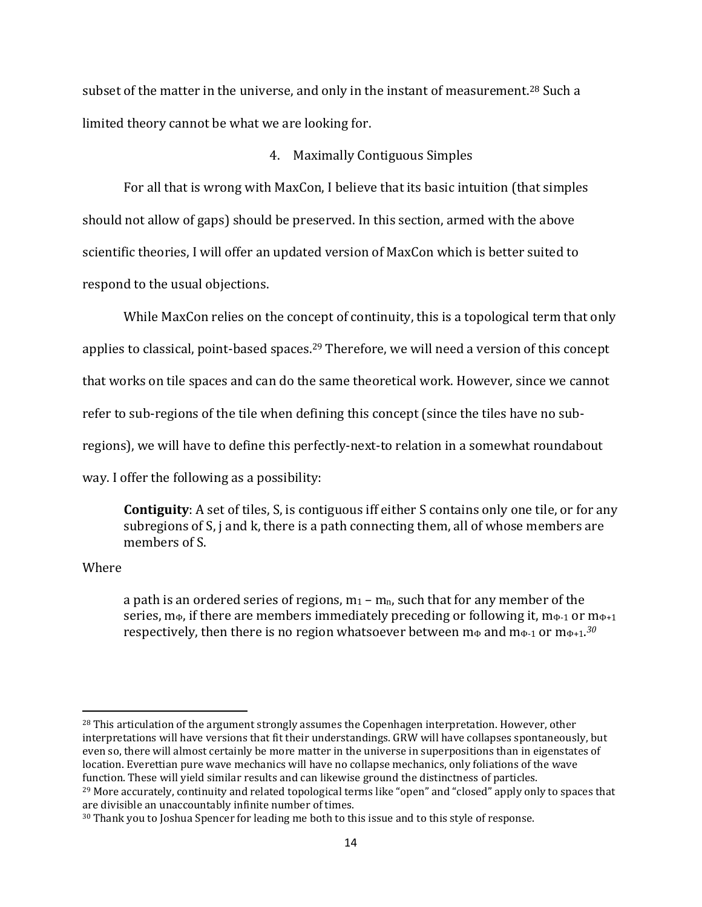subset of the matter in the universe, and only in the instant of measurement.[28] Such a limited theory cannot be what we are looking for.

## 4. Maximally Contiguous Simples

For all that is wrong with MaxCon, I believe that its basic intuition (that simples should not allow of gaps) should be preserved. In this section, armed with the above scientific theories, I will offer an updated version of MaxCon which is better suited to respond to the usual objections.

While MaxCon relies on the concept of continuity, this is a topological term that only applies to classical, point-based spaces.[29] Therefore, we will need a version of this concept that works on tile spaces and can do the same theoretical work. However, since we cannot refer to sub-regions of the tile when defining this concept (since the tiles have no sub-regions), we will have to define this perfectly-next-to relation in a somewhat roundabout way. I offer the following as a possibility:

> **Contiguity**: A set of tiles, S, is contiguous iff either S contains only one tile, or for any subregions of S, j and k, there is a path connecting them, all of whose members are members of S.

Where

> a path is an ordered series of regions, $m_1 - m_n$, such that for any member of the series, $m_\Phi$, if there are members immediately preceding or following it, $m_{\Phi-1}$ or $m_{\Phi+1}$ respectively, then there is no region whatsoever between $m_\Phi$ and $m_{\Phi-1}$ or $m_{\Phi+1}$.[30]

---

[28] This articulation of the argument strongly assumes the Copenhagen interpretation. However, other interpretations will have versions that fit their understandings. GRW will have collapses spontaneously, but even so, there will almost certainly be more matter in the universe in superpositions than in eigenstates of location. Everettian pure wave mechanics will have no collapse mechanics, only foliations of the wave function. These will yield similar results and can likewise ground the distinctness of particles.

[29] More accurately, continuity and related topological terms like "open" and "closed" apply only to spaces that are divisible an unaccountably infinite number of times.

[30] Thank you to Joshua Spencer for leading me both to this issue and to this style of response.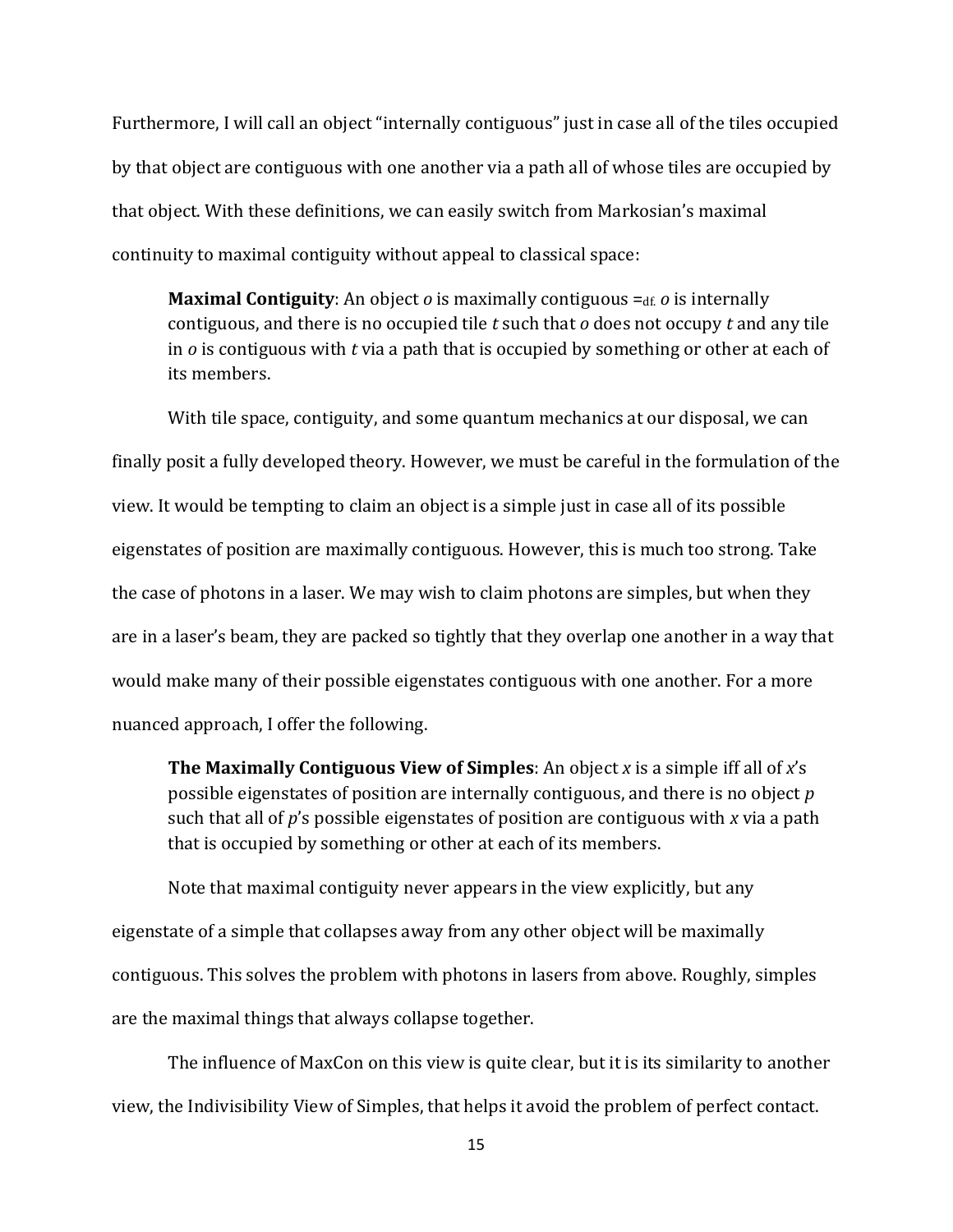Furthermore, I will call an object "internally contiguous" just in case all of the tiles occupied by that object are contiguous with one another via a path all of whose tiles are occupied by that object. With these definitions, we can easily switch from Markosian's maximal continuity to maximal contiguity without appeal to classical space:

> **Maximal Contiguity**: An object *o* is maximally contiguous =$_{df.}$ *o* is internally contiguous, and there is no occupied tile *t* such that *o* does not occupy *t* and any tile in *o* is contiguous with *t* via a path that is occupied by something or other at each of its members.

With tile space, contiguity, and some quantum mechanics at our disposal, we can finally posit a fully developed theory. However, we must be careful in the formulation of the view. It would be tempting to claim an object is a simple just in case all of its possible eigenstates of position are maximally contiguous. However, this is much too strong. Take the case of photons in a laser. We may wish to claim photons are simples, but when they are in a laser's beam, they are packed so tightly that they overlap one another in a way that would make many of their possible eigenstates contiguous with one another. For a more nuanced approach, I offer the following.

> **The Maximally Contiguous View of Simples**: An object *x* is a simple iff all of *x*'s possible eigenstates of position are internally contiguous, and there is no object *p* such that all of *p*'s possible eigenstates of position are contiguous with *x* via a path that is occupied by something or other at each of its members.

Note that maximal contiguity never appears in the view explicitly, but any eigenstate of a simple that collapses away from any other object will be maximally contiguous. This solves the problem with photons in lasers from above. Roughly, simples are the maximal things that always collapse together.

The influence of MaxCon on this view is quite clear, but it is its similarity to another view, the Indivisibility View of Simples, that helps it avoid the problem of perfect contact.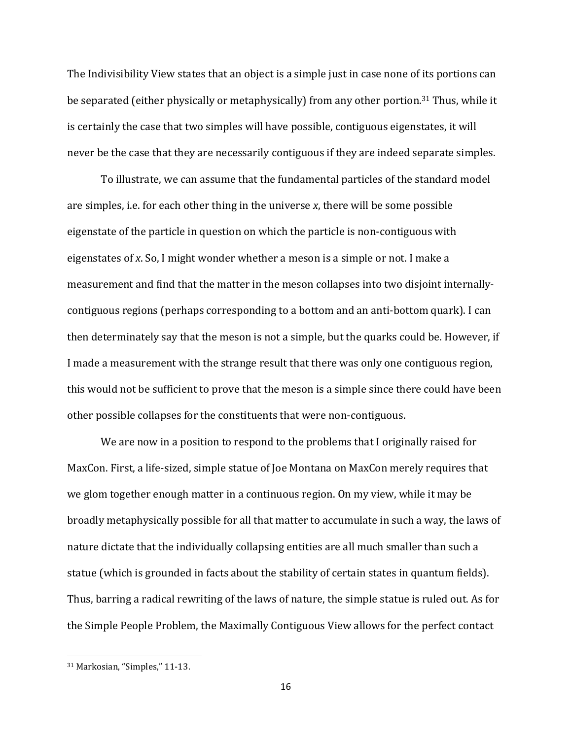The Indivisibility View states that an object is a simple just in case none of its portions can be separated (either physically or metaphysically) from any other portion.[31] Thus, while it is certainly the case that two simples will have possible, contiguous eigenstates, it will never be the case that they are necessarily contiguous if they are indeed separate simples.

To illustrate, we can assume that the fundamental particles of the standard model are simples, i.e. for each other thing in the universe *x*, there will be some possible eigenstate of the particle in question on which the particle is non-contiguous with eigenstates of *x*. So, I might wonder whether a meson is a simple or not. I make a measurement and find that the matter in the meson collapses into two disjoint internally-contiguous regions (perhaps corresponding to a bottom and an anti-bottom quark). I can then determinately say that the meson is not a simple, but the quarks could be. However, if I made a measurement with the strange result that there was only one contiguous region, this would not be sufficient to prove that the meson is a simple since there could have been other possible collapses for the constituents that were non-contiguous.

We are now in a position to respond to the problems that I originally raised for MaxCon. First, a life-sized, simple statue of Joe Montana on MaxCon merely requires that we glom together enough matter in a continuous region. On my view, while it may be broadly metaphysically possible for all that matter to accumulate in such a way, the laws of nature dictate that the individually collapsing entities are all much smaller than such a statue (which is grounded in facts about the stability of certain states in quantum fields). Thus, barring a radical rewriting of the laws of nature, the simple statue is ruled out. As for the Simple People Problem, the Maximally Contiguous View allows for the perfect contact

---

[31] Markosian, "Simples," 11-13.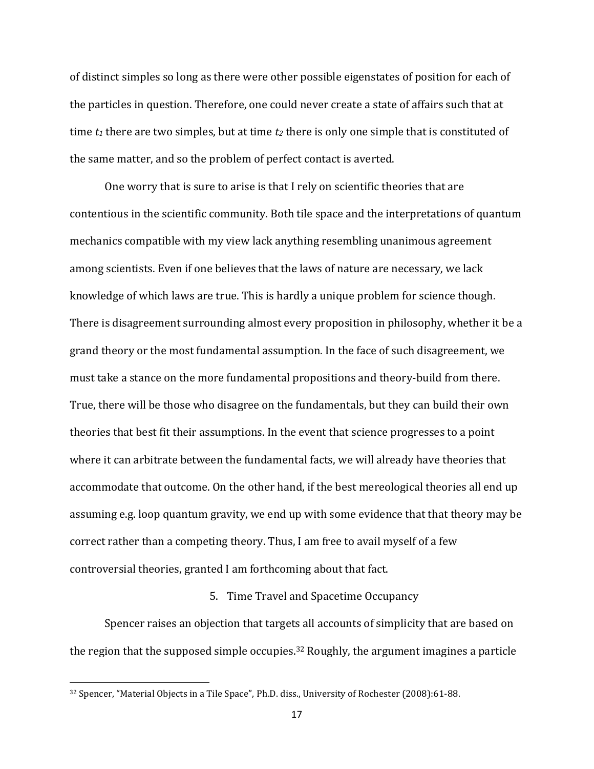of distinct simples so long as there were other possible eigenstates of position for each of the particles in question. Therefore, one could never create a state of affairs such that at time $t_1$ there are two simples, but at time $t_2$ there is only one simple that is constituted of the same matter, and so the problem of perfect contact is averted.

One worry that is sure to arise is that I rely on scientific theories that are contentious in the scientific community. Both tile space and the interpretations of quantum mechanics compatible with my view lack anything resembling unanimous agreement among scientists. Even if one believes that the laws of nature are necessary, we lack knowledge of which laws are true. This is hardly a unique problem for science though. There is disagreement surrounding almost every proposition in philosophy, whether it be a grand theory or the most fundamental assumption. In the face of such disagreement, we must take a stance on the more fundamental propositions and theory-build from there. True, there will be those who disagree on the fundamentals, but they can build their own theories that best fit their assumptions. In the event that science progresses to a point where it can arbitrate between the fundamental facts, we will already have theories that accommodate that outcome. On the other hand, if the best mereological theories all end up assuming e.g. loop quantum gravity, we end up with some evidence that that theory may be correct rather than a competing theory. Thus, I am free to avail myself of a few controversial theories, granted I am forthcoming about that fact.

## 5. Time Travel and Spacetime Occupancy

Spencer raises an objection that targets all accounts of simplicity that are based on the region that the supposed simple occupies.[32] Roughly, the argument imagines a particle

[32] Spencer, "Material Objects in a Tile Space", Ph.D. diss., University of Rochester (2008):61-88.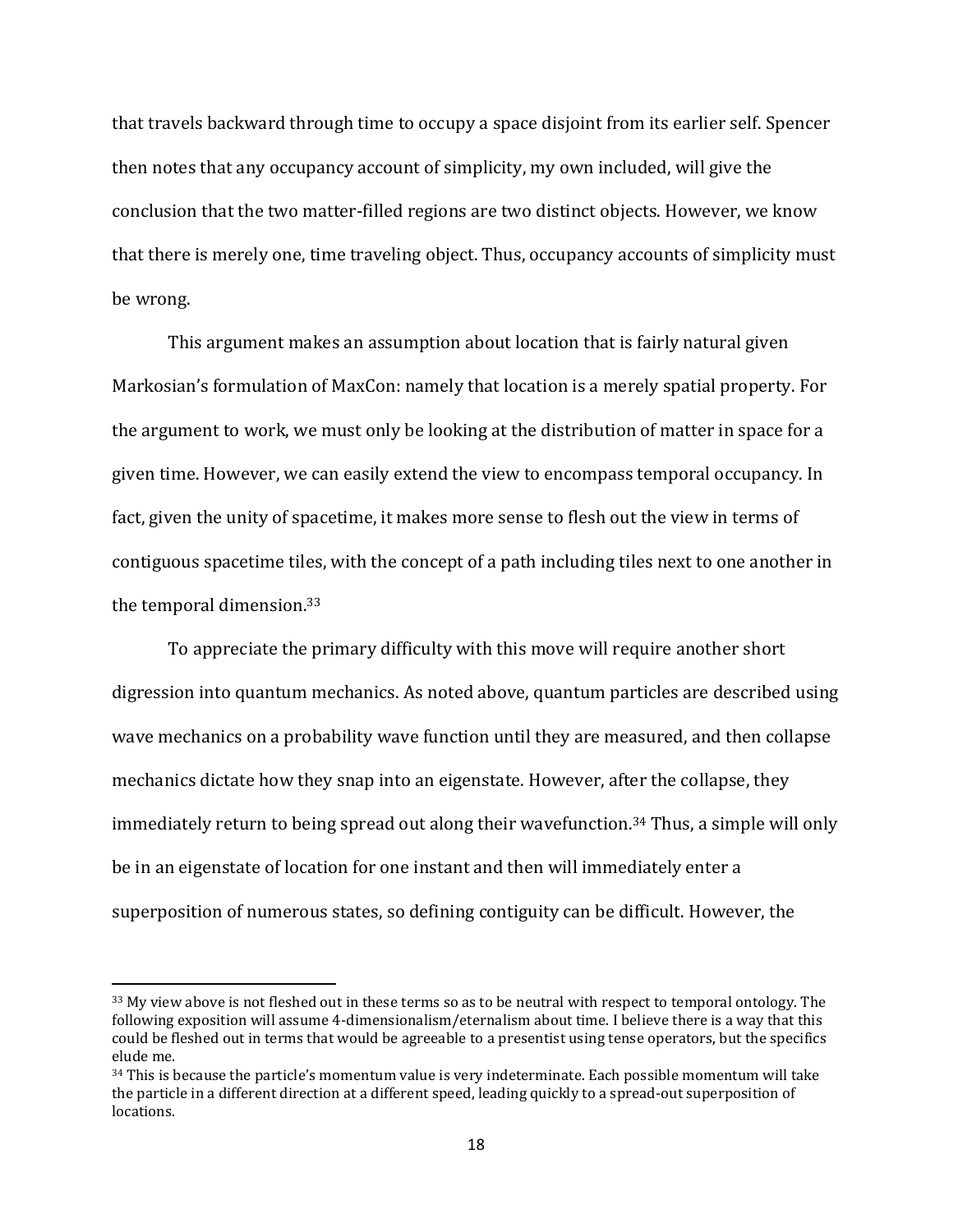that travels backward through time to occupy a space disjoint from its earlier self. Spencer then notes that any occupancy account of simplicity, my own included, will give the conclusion that the two matter-filled regions are two distinct objects. However, we know that there is merely one, time traveling object. Thus, occupancy accounts of simplicity must be wrong.

This argument makes an assumption about location that is fairly natural given Markosian's formulation of MaxCon: namely that location is a merely spatial property. For the argument to work, we must only be looking at the distribution of matter in space for a given time. However, we can easily extend the view to encompass temporal occupancy. In fact, given the unity of spacetime, it makes more sense to flesh out the view in terms of contiguous spacetime tiles, with the concept of a path including tiles next to one another in the temporal dimension.[33]

To appreciate the primary difficulty with this move will require another short digression into quantum mechanics. As noted above, quantum particles are described using wave mechanics on a probability wave function until they are measured, and then collapse mechanics dictate how they snap into an eigenstate. However, after the collapse, they immediately return to being spread out along their wavefunction.[34] Thus, a simple will only be in an eigenstate of location for one instant and then will immediately enter a superposition of numerous states, so defining contiguity can be difficult. However, the

---

[33] My view above is not fleshed out in these terms so as to be neutral with respect to temporal ontology. The following exposition will assume 4-dimensionalism/eternalism about time. I believe there is a way that this could be fleshed out in terms that would be agreeable to a presentist using tense operators, but the specifics elude me.

[34] This is because the particle's momentum value is very indeterminate. Each possible momentum will take the particle in a different direction at a different speed, leading quickly to a spread-out superposition of locations.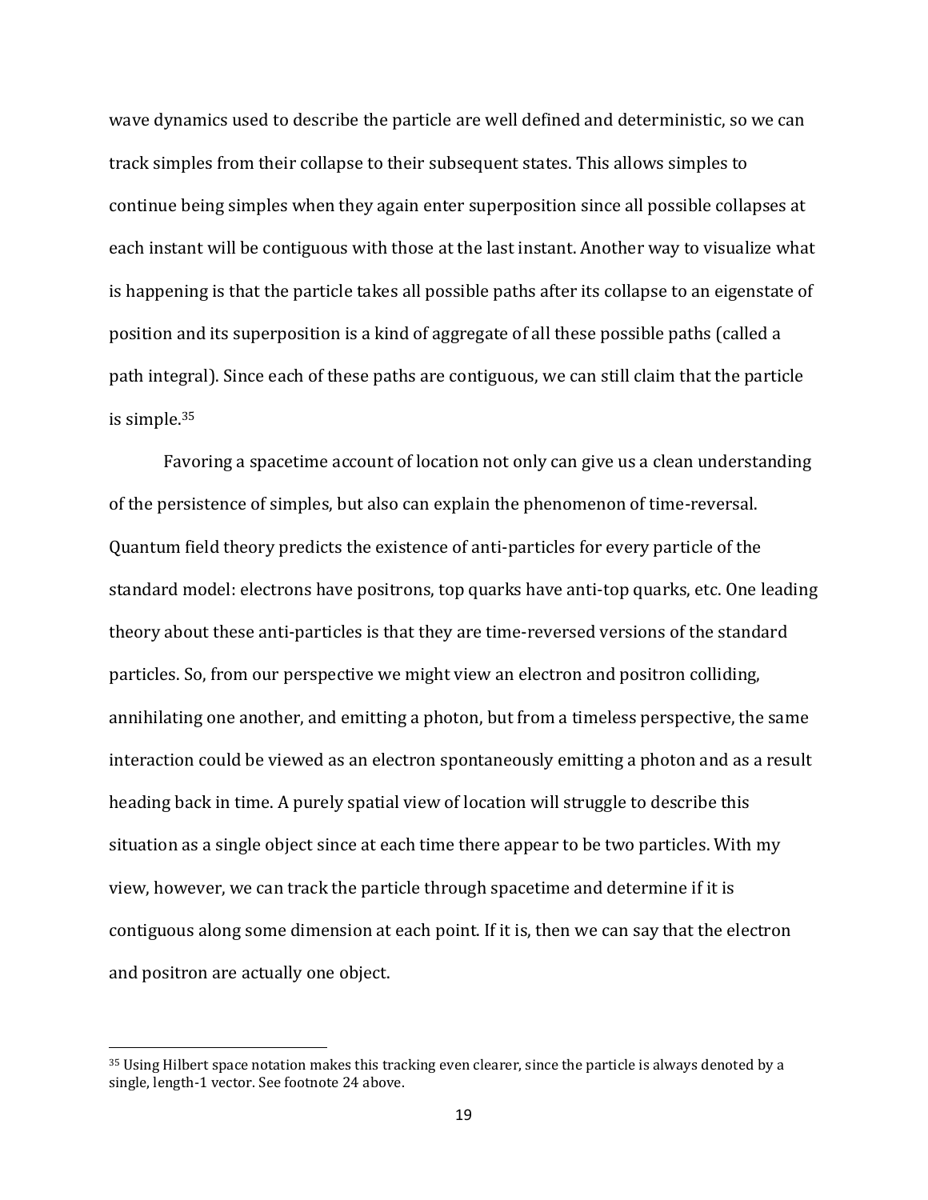wave dynamics used to describe the particle are well defined and deterministic, so we can track simples from their collapse to their subsequent states. This allows simples to continue being simples when they again enter superposition since all possible collapses at each instant will be contiguous with those at the last instant. Another way to visualize what is happening is that the particle takes all possible paths after its collapse to an eigenstate of position and its superposition is a kind of aggregate of all these possible paths (called a path integral). Since each of these paths are contiguous, we can still claim that the particle is simple.[35]

Favoring a spacetime account of location not only can give us a clean understanding of the persistence of simples, but also can explain the phenomenon of time-reversal. Quantum field theory predicts the existence of anti-particles for every particle of the standard model: electrons have positrons, top quarks have anti-top quarks, etc. One leading theory about these anti-particles is that they are time-reversed versions of the standard particles. So, from our perspective we might view an electron and positron colliding, annihilating one another, and emitting a photon, but from a timeless perspective, the same interaction could be viewed as an electron spontaneously emitting a photon and as a result heading back in time. A purely spatial view of location will struggle to describe this situation as a single object since at each time there appear to be two particles. With my view, however, we can track the particle through spacetime and determine if it is contiguous along some dimension at each point. If it is, then we can say that the electron and positron are actually one object.

[35] Using Hilbert space notation makes this tracking even clearer, since the particle is always denoted by a single, length-1 vector. See footnote 24 above.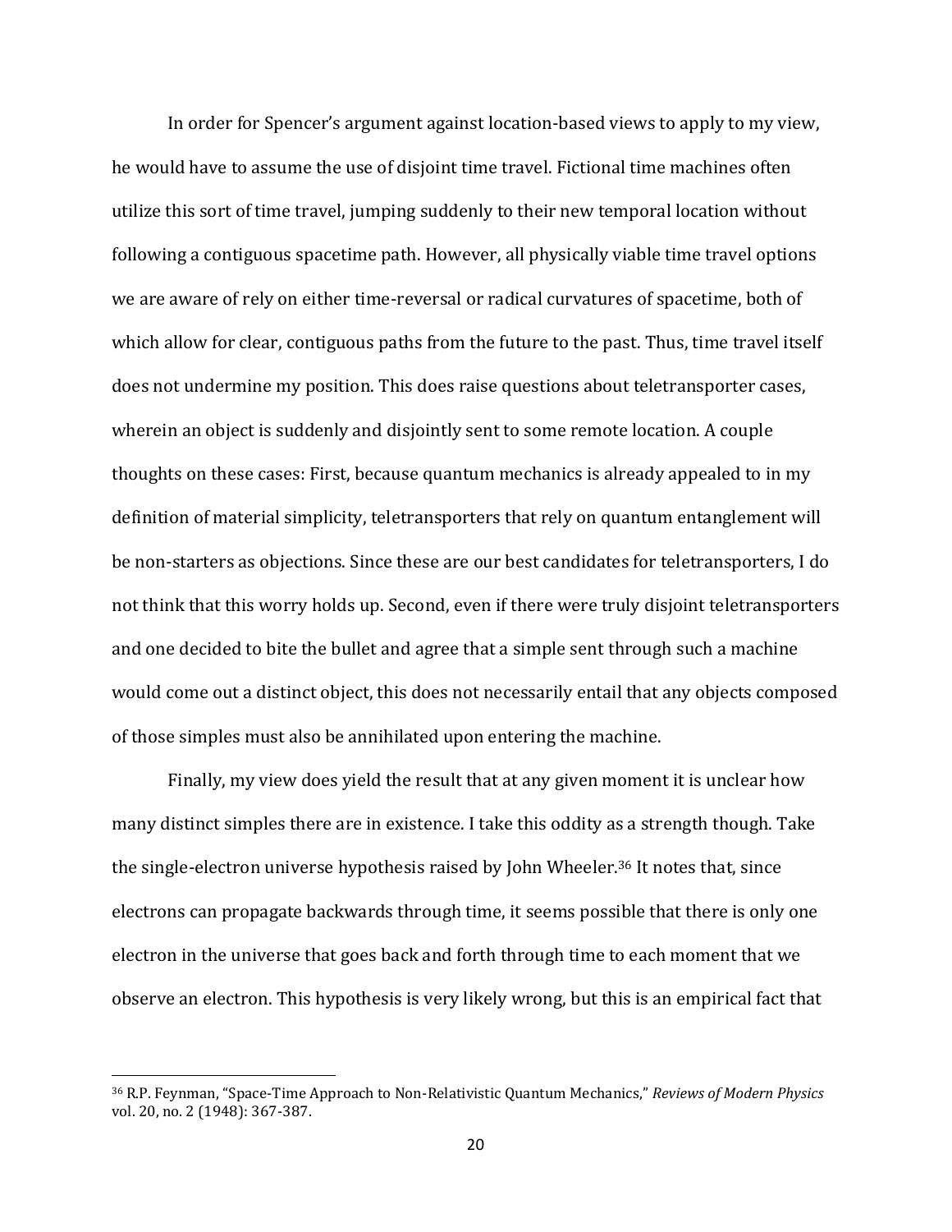In order for Spencer's argument against location-based views to apply to my view, he would have to assume the use of disjoint time travel. Fictional time machines often utilize this sort of time travel, jumping suddenly to their new temporal location without following a contiguous spacetime path. However, all physically viable time travel options we are aware of rely on either time-reversal or radical curvatures of spacetime, both of which allow for clear, contiguous paths from the future to the past. Thus, time travel itself does not undermine my position. This does raise questions about teletransporter cases, wherein an object is suddenly and disjointly sent to some remote location. A couple thoughts on these cases: First, because quantum mechanics is already appealed to in my definition of material simplicity, teletransporters that rely on quantum entanglement will be non-starters as objections. Since these are our best candidates for teletransporters, I do not think that this worry holds up. Second, even if there were truly disjoint teletransporters and one decided to bite the bullet and agree that a simple sent through such a machine would come out a distinct object, this does not necessarily entail that any objects composed of those simples must also be annihilated upon entering the machine.

Finally, my view does yield the result that at any given moment it is unclear how many distinct simples there are in existence. I take this oddity as a strength though. Take the single-electron universe hypothesis raised by John Wheeler.[36] It notes that, since electrons can propagate backwards through time, it seems possible that there is only one electron in the universe that goes back and forth through time to each moment that we observe an electron. This hypothesis is very likely wrong, but this is an empirical fact that

[36] R.P. Feynman, "Space-Time Approach to Non-Relativistic Quantum Mechanics," *Reviews of Modern Physics* vol. 20, no. 2 (1948): 367-387.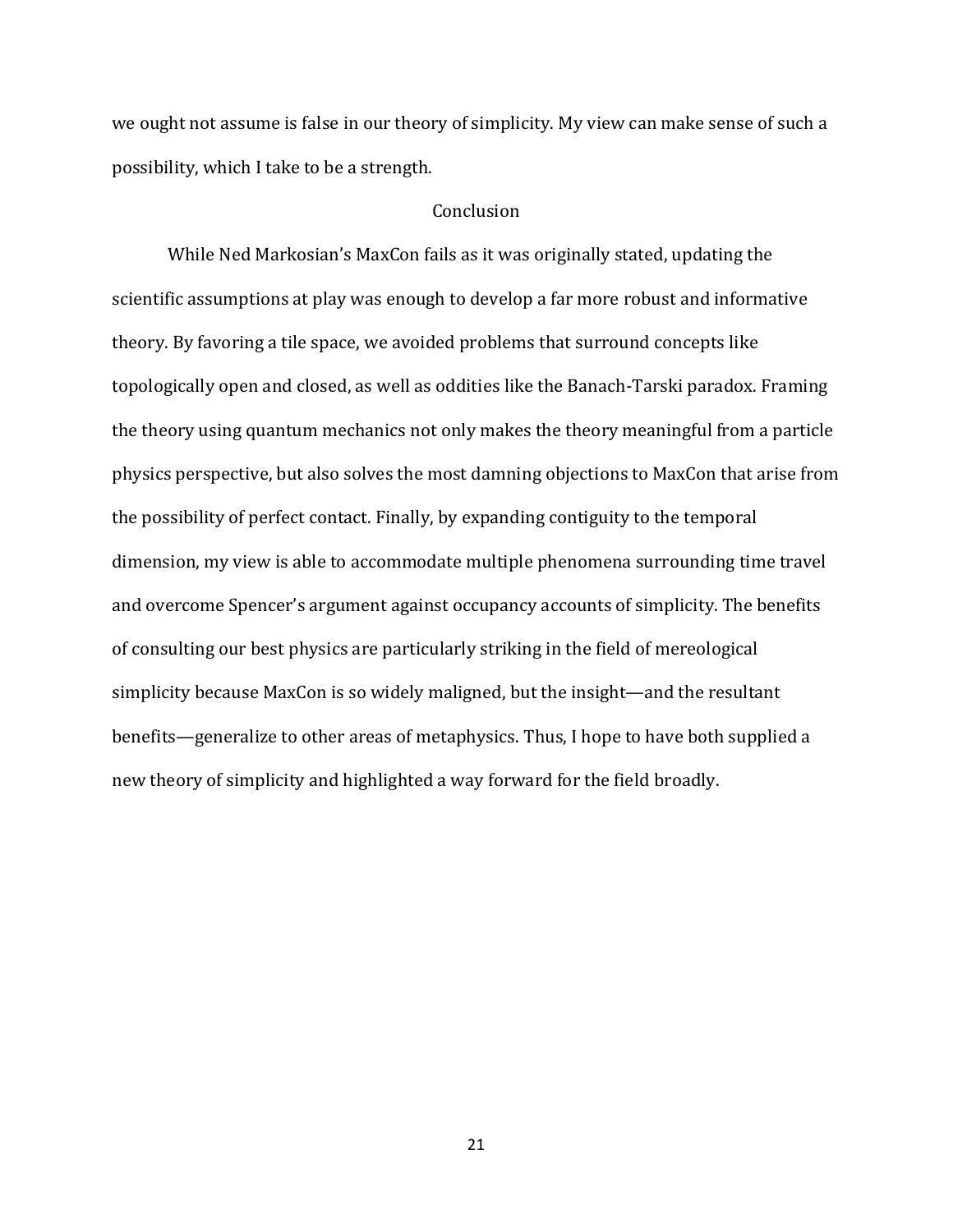we ought not assume is false in our theory of simplicity. My view can make sense of such a possibility, which I take to be a strength.

## Conclusion

While Ned Markosian's MaxCon fails as it was originally stated, updating the scientific assumptions at play was enough to develop a far more robust and informative theory. By favoring a tile space, we avoided problems that surround concepts like topologically open and closed, as well as oddities like the Banach-Tarski paradox. Framing the theory using quantum mechanics not only makes the theory meaningful from a particle physics perspective, but also solves the most damning objections to MaxCon that arise from the possibility of perfect contact. Finally, by expanding contiguity to the temporal dimension, my view is able to accommodate multiple phenomena surrounding time travel and overcome Spencer's argument against occupancy accounts of simplicity. The benefits of consulting our best physics are particularly striking in the field of mereological simplicity because MaxCon is so widely maligned, but the insight—and the resultant benefits—generalize to other areas of metaphysics. Thus, I hope to have both supplied a new theory of simplicity and highlighted a way forward for the field broadly.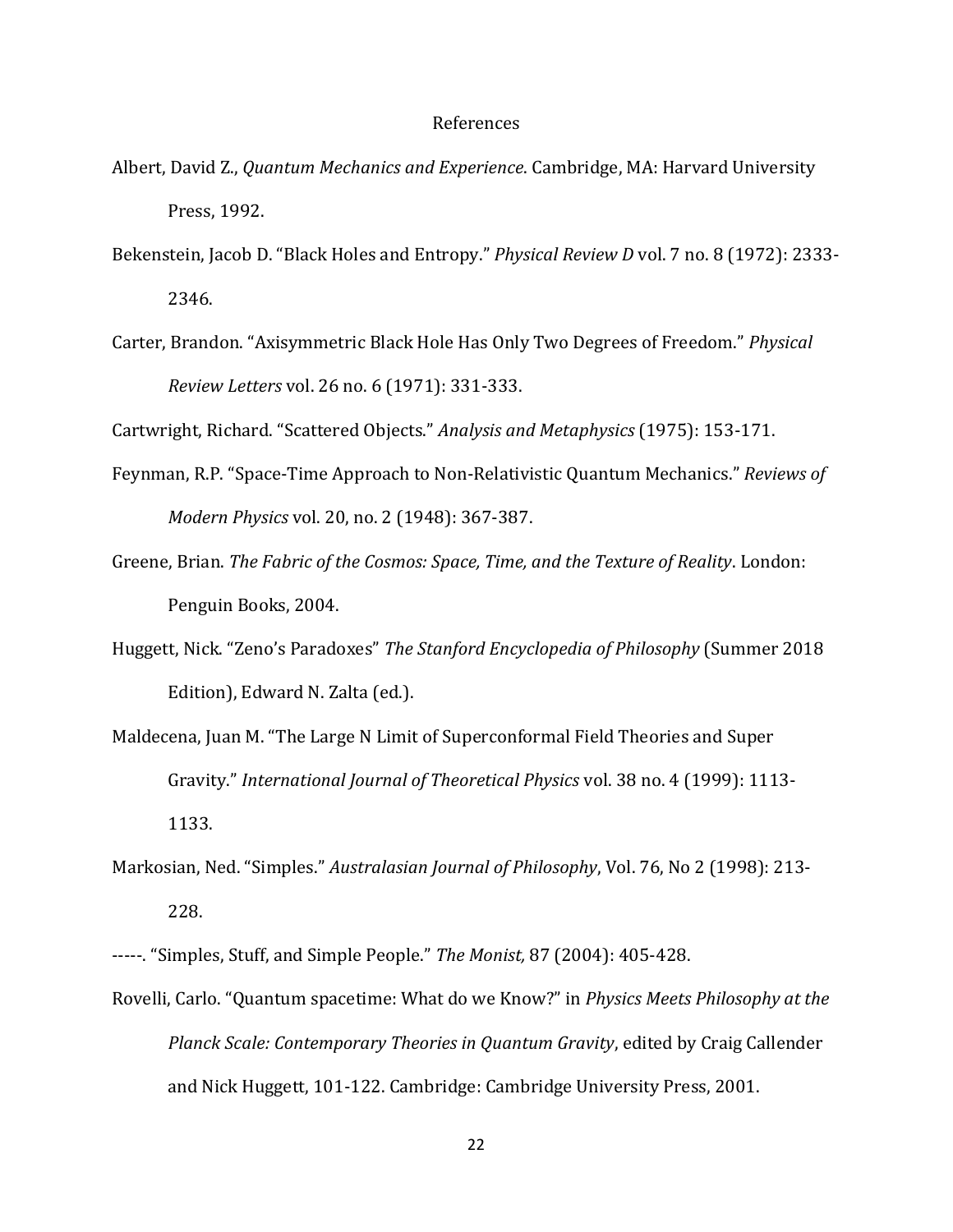# References

Albert, David Z., *Quantum Mechanics and Experience*. Cambridge, MA: Harvard University Press, 1992.

Bekenstein, Jacob D. "Black Holes and Entropy." *Physical Review D* vol. 7 no. 8 (1972): 2333-2346.

Carter, Brandon. "Axisymmetric Black Hole Has Only Two Degrees of Freedom." *Physical Review Letters* vol. 26 no. 6 (1971): 331-333.

Cartwright, Richard. "Scattered Objects." *Analysis and Metaphysics* (1975): 153-171.

Feynman, R.P. "Space-Time Approach to Non-Relativistic Quantum Mechanics." *Reviews of Modern Physics* vol. 20, no. 2 (1948): 367-387.

Greene, Brian. *The Fabric of the Cosmos: Space, Time, and the Texture of Reality*. London: Penguin Books, 2004.

Huggett, Nick. "Zeno's Paradoxes" *The Stanford Encyclopedia of Philosophy* (Summer 2018 Edition), Edward N. Zalta (ed.).

Maldecena, Juan M. "The Large N Limit of Superconformal Field Theories and Super Gravity." *International Journal of Theoretical Physics* vol. 38 no. 4 (1999): 1113-1133.

Markosian, Ned. "Simples." *Australasian Journal of Philosophy*, Vol. 76, No 2 (1998): 213-228.

-----. "Simples, Stuff, and Simple People." *The Monist,* 87 (2004): 405-428.

Rovelli, Carlo. "Quantum spacetime: What do we Know?" in *Physics Meets Philosophy at the Planck Scale: Contemporary Theories in Quantum Gravity*, edited by Craig Callender and Nick Huggett, 101-122. Cambridge: Cambridge University Press, 2001.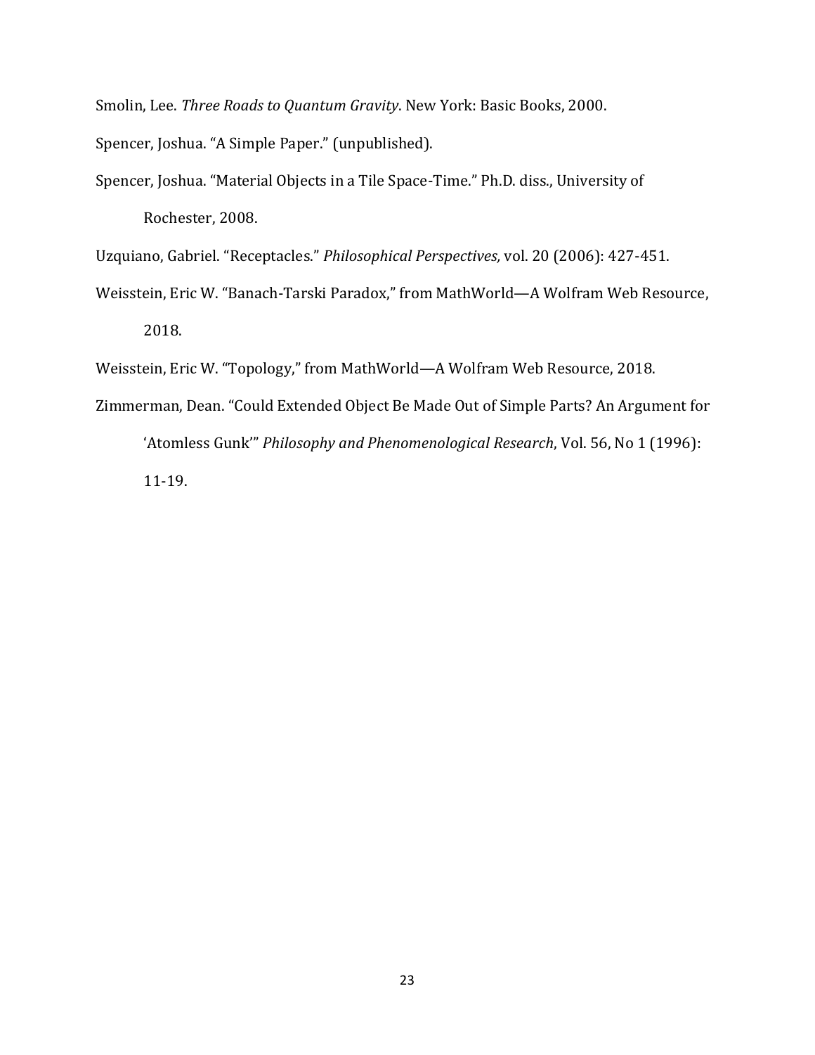Smolin, Lee. *Three Roads to Quantum Gravity*. New York: Basic Books, 2000.

Spencer, Joshua. "A Simple Paper." (unpublished).

Spencer, Joshua. "Material Objects in a Tile Space-Time." Ph.D. diss., University of Rochester, 2008.

Uzquiano, Gabriel. "Receptacles." *Philosophical Perspectives,* vol. 20 (2006): 427-451.

Weisstein, Eric W. "Banach-Tarski Paradox," from MathWorld—A Wolfram Web Resource, 2018.

Weisstein, Eric W. "Topology," from MathWorld—A Wolfram Web Resource, 2018.

Zimmerman, Dean. "Could Extended Object Be Made Out of Simple Parts? An Argument for 'Atomless Gunk'" *Philosophy and Phenomenological Research*, Vol. 56, No 1 (1996): 11-19.